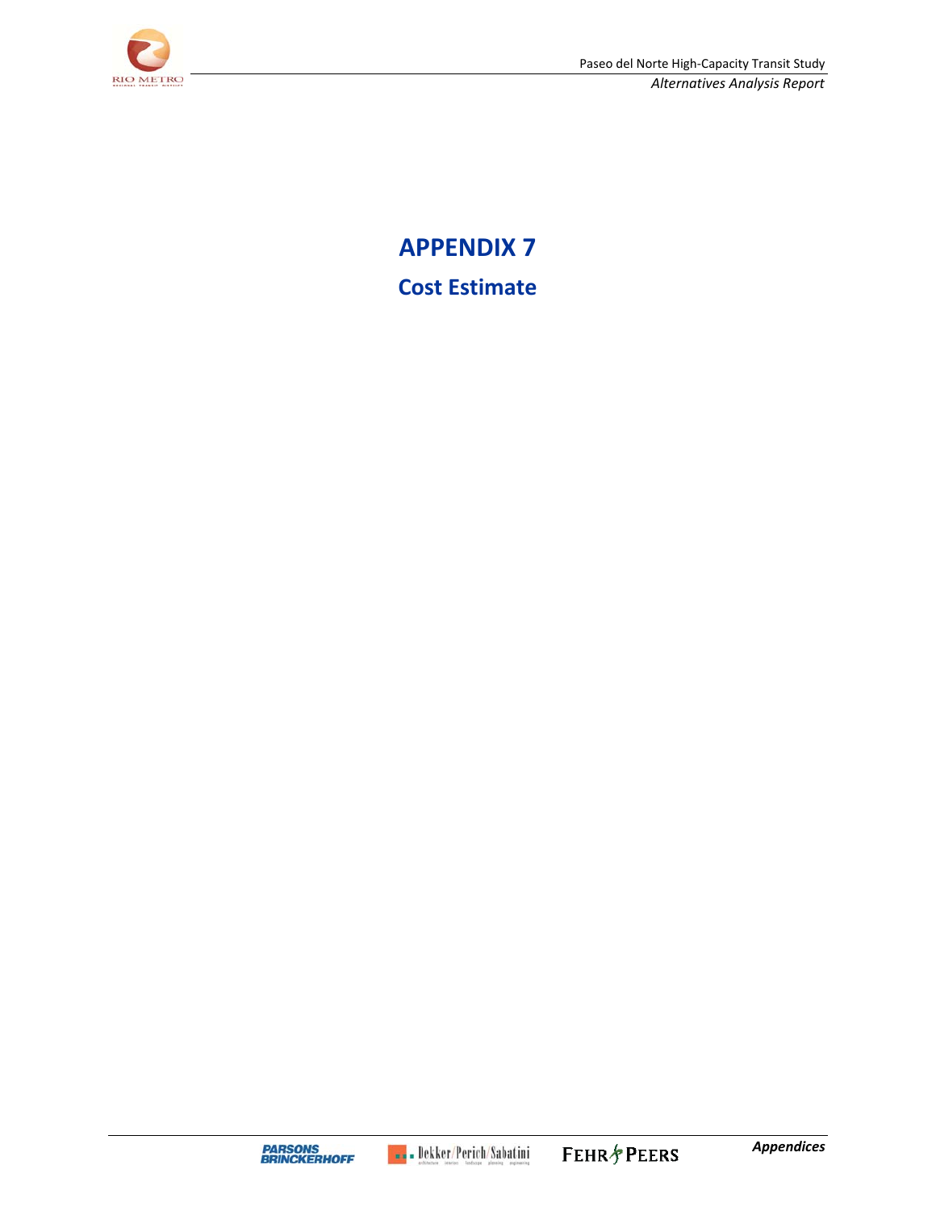# APPENDIX 7

## Cost Estimate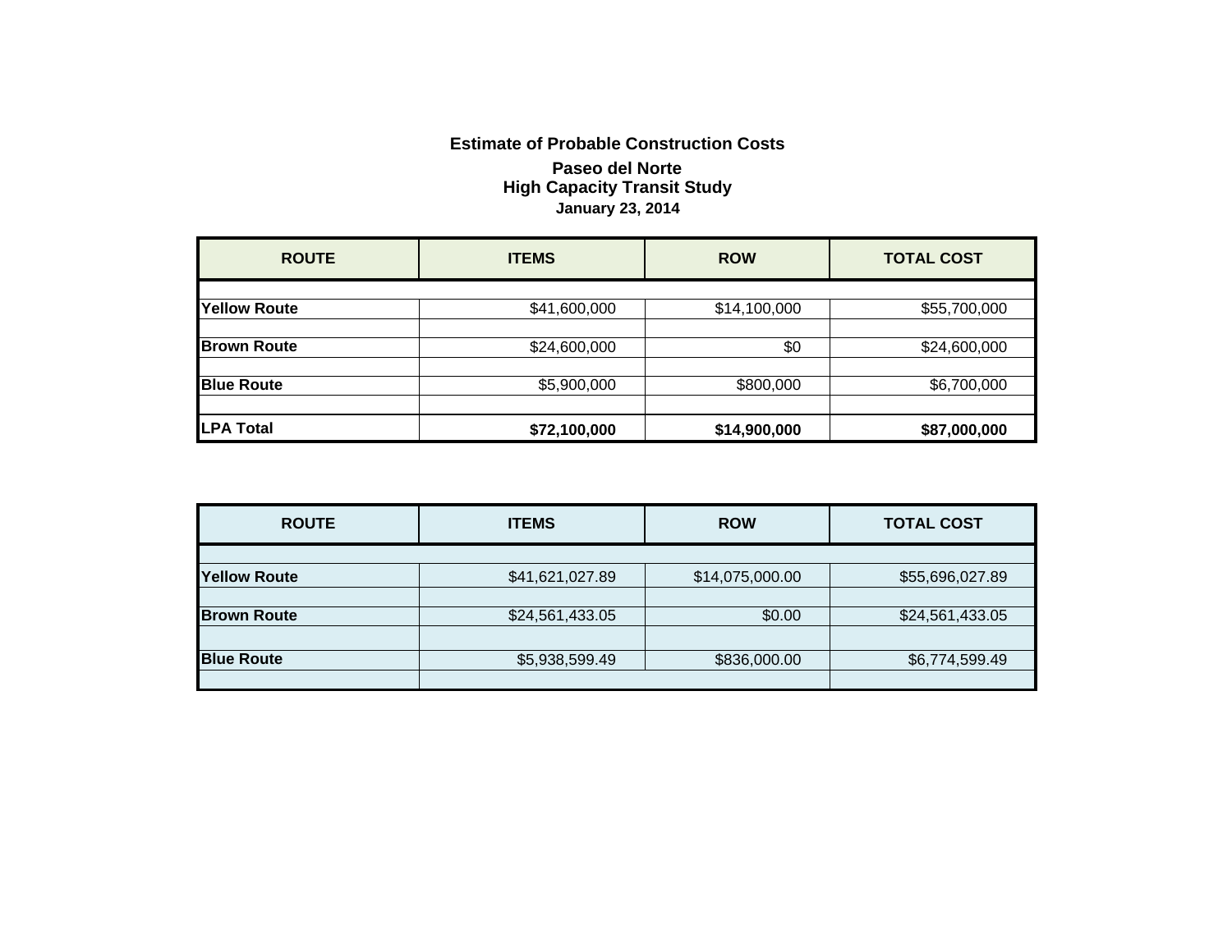**Estimate of Probable Construction Costs**

**Paseo del Norte**
**High Capacity Transit Study**
**January 23, 2014**

| ROUTE | ITEMS | ROW | TOTAL COST |
|---|---|---|---|
| | | | |
| **Yellow Route** | $41,600,000 | $14,100,000 | $55,700,000 |
| | | | |
| **Brown Route** | $24,600,000 | $0 | $24,600,000 |
| | | | |
| **Blue Route** | $5,900,000 | $800,000 | $6,700,000 |
| | | | |
| **LPA Total** | **$72,100,000** | **$14,900,000** | **$87,000,000** |

| ROUTE | ITEMS | ROW | TOTAL COST |
|---|---|---|---|
| | | | |
| **Yellow Route** | $41,621,027.89 | $14,075,000.00 | $55,696,027.89 |
| | | | |
| **Brown Route** | $24,561,433.05 | $0.00 | $24,561,433.05 |
| | | | |
| **Blue Route** | $5,938,599.49 | $836,000.00 | $6,774,599.49 |
| | | | |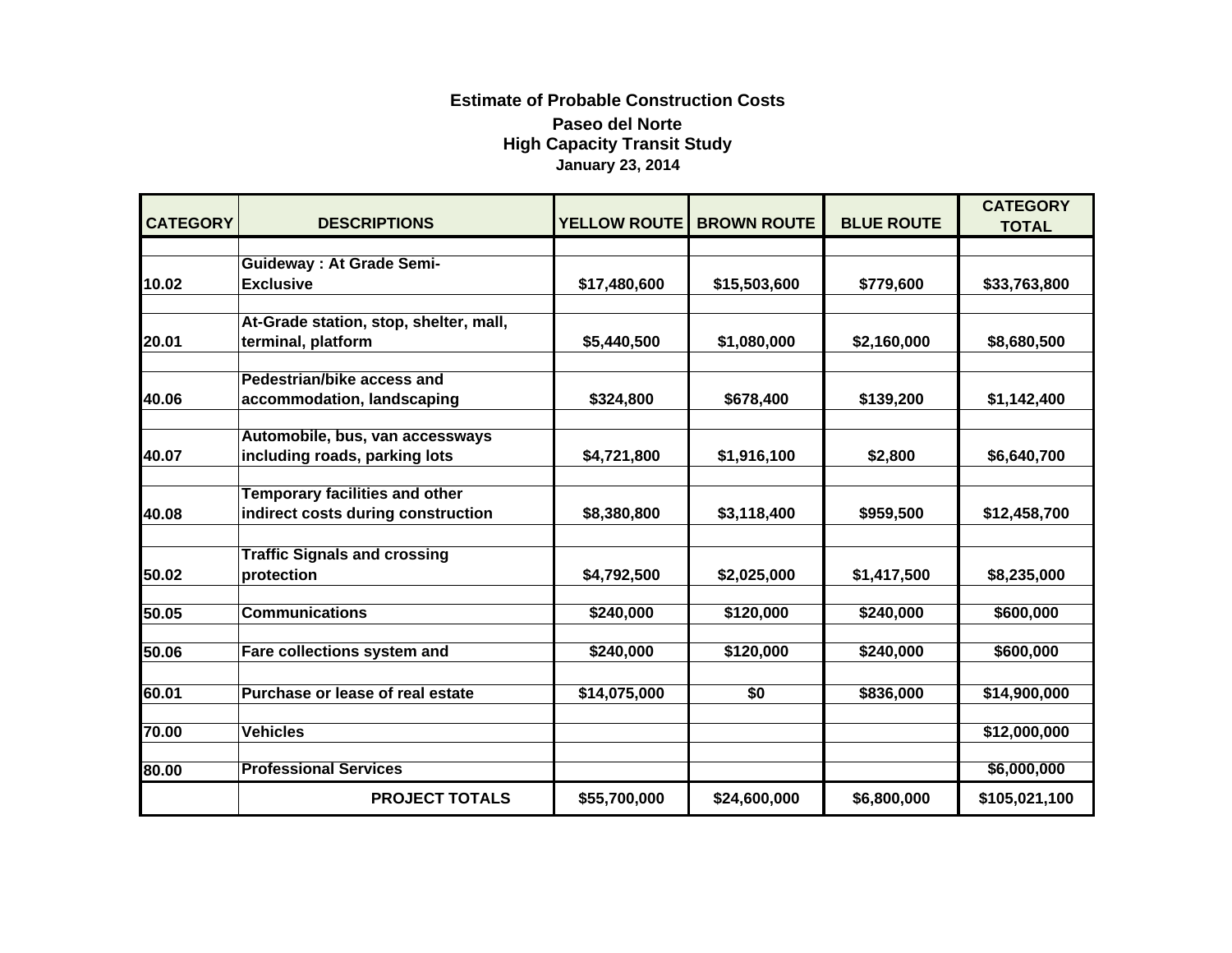# Estimate of Probable Construction Costs

## Paseo del Norte

## High Capacity Transit Study

**January 23, 2014**

| CATEGORY | DESCRIPTIONS | YELLOW ROUTE | BROWN ROUTE | BLUE ROUTE | CATEGORY TOTAL |
|---|---|---|---|---|---|
| 10.02 | Guideway : At Grade Semi-Exclusive | $17,480,600 | $15,503,600 | $779,600 | $33,763,800 |
| 20.01 | At-Grade station, stop, shelter, mall, terminal, platform | $5,440,500 | $1,080,000 | $2,160,000 | $8,680,500 |
| 40.06 | Pedestrian/bike access and accommodation, landscaping | $324,800 | $678,400 | $139,200 | $1,142,400 |
| 40.07 | Automobile, bus, van accessways including roads, parking lots | $4,721,800 | $1,916,100 | $2,800 | $6,640,700 |
| 40.08 | Temporary facilities and other indirect costs during construction | $8,380,800 | $3,118,400 | $959,500 | $12,458,700 |
| 50.02 | Traffic Signals and crossing protection | $4,792,500 | $2,025,000 | $1,417,500 | $8,235,000 |
| 50.05 | Communications | $240,000 | $120,000 | $240,000 | $600,000 |
| 50.06 | Fare collections system and | $240,000 | $120,000 | $240,000 | $600,000 |
| 60.01 | Purchase or lease of real estate | $14,075,000 | $0 | $836,000 | $14,900,000 |
| 70.00 | Vehicles | | | | $12,000,000 |
| 80.00 | Professional Services | | | | $6,000,000 |
| | **PROJECT TOTALS** | **$55,700,000** | **$24,600,000** | **$6,800,000** | **$105,021,100** |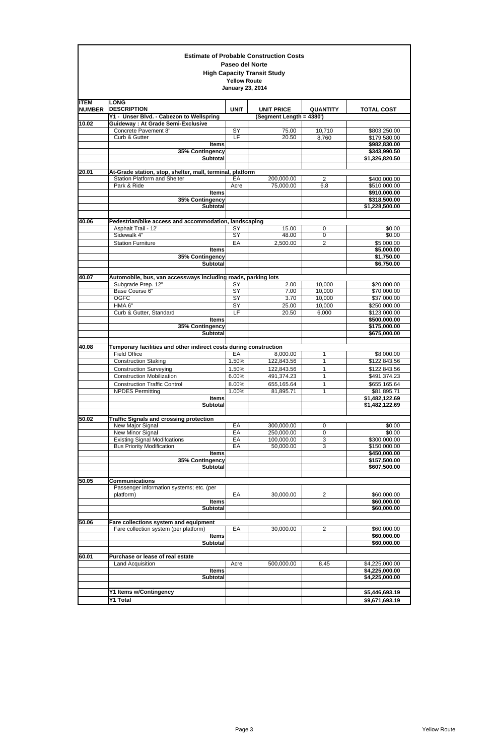**Estimate of Probable Construction Costs**
**Paseo del Norte**
**High Capacity Transit Study**
**Yellow Route**
**January 23, 2014**

| ITEM NUMBER | LONG DESCRIPTION | UNIT | UNIT PRICE | QUANTITY | TOTAL COST |
|---|---|---|---|---|---|
| | **Y1 - Unser Blvd. - Cabezon to Wellspring** | | **(Segment Length = 4380')** | | |
| **10.02** | **Guideway : At Grade Semi-Exclusive** | | | | |
| | Concrete Pavement 8" | SY | 75.00 | 10,710 | $803,250.00 |
| | Curb & Gutter | LF | 20.50 | 8,760 | $179,580.00 |
| | **Items** | | | | **$982,830.00** |
| | **35% Contingency** | | | | **$343,990.50** |
| | **Subtotal** | | | | **$1,326,820.50** |
| | | | | | |
| **20.01** | **At-Grade station, stop, shelter, mall, terminal, platform** | | | | |
| | Station Platform and Shelter | EA | 200,000.00 | 2 | $400,000.00 |
| | Park & Ride | Acre | 75,000.00 | 6.8 | $510,000.00 |
| | **Items** | | | | **$910,000.00** |
| | **35% Contingency** | | | | **$318,500.00** |
| | **Subtotal** | | | | **$1,228,500.00** |
| | | | | | |
| **40.06** | **Pedestrian/bike access and accommodation, landscaping** | | | | |
| | Asphalt Trail - 12' | SY | 15.00 | 0 | $0.00 |
| | Sidewalk 4" | SY | 48.00 | 0 | $0.00 |
| | Station Furniture | EA | 2,500.00 | 2 | $5,000.00 |
| | **Items** | | | | **$5,000.00** |
| | **35% Contingency** | | | | **$1,750.00** |
| | **Subtotal** | | | | **$6,750.00** |
| | | | | | |
| **40.07** | **Automobile, bus, van accessways including roads, parking lots** | | | | |
| | Subgrade Prep. 12" | SY | 2.00 | 10,000 | $20,000.00 |
| | Base Course 6" | SY | 7.00 | 10,000 | $70,000.00 |
| | OGFC | SY | 3.70 | 10,000 | $37,000.00 |
| | HMA 6" | SY | 25.00 | 10,000 | $250,000.00 |
| | Curb & Gutter, Standard | LF | 20.50 | 6,000 | $123,000.00 |
| | **Items** | | | | **$500,000.00** |
| | **35% Contingency** | | | | **$175,000.00** |
| | **Subtotal** | | | | **$675,000.00** |
| | | | | | |
| **40.08** | **Temporary facilities and other indirect costs during construction** | | | | |
| | Field Office | EA | 8,000.00 | 1 | $8,000.00 |
| | Construction Staking | 1.50% | 122,843.56 | 1 | $122,843.56 |
| | Construction Surveying | 1.50% | 122,843.56 | 1 | $122,843.56 |
| | Construction Mobilization | 6.00% | 491,374.23 | 1 | $491,374.23 |
| | Construction Traffic Control | 8.00% | 655,165.64 | 1 | $655,165.64 |
| | NPDES Permitting | 1.00% | 81,895.71 | 1 | $81,895.71 |
| | **Items** | | | | **$1,482,122.69** |
| | **Subtotal** | | | | **$1,482,122.69** |
| | | | | | |
| **50.02** | **Traffic Signals and crossing protection** | | | | |
| | New Major Signal | EA | 300,000.00 | 0 | $0.00 |
| | New Minor Signal | EA | 250,000.00 | 0 | $0.00 |
| | Existing Signal Modifcations | EA | 100,000.00 | 3 | $300,000.00 |
| | Bus Priority Modification | EA | 50,000.00 | 3 | $150,000.00 |
| | **Items** | | | | **$450,000.00** |
| | **35% Contingency** | | | | **$157,500.00** |
| | **Subtotal** | | | | **$607,500.00** |
| | | | | | |
| **50.05** | **Communications** | | | | |
| | Passenger information systems; etc. (per platform) | EA | 30,000.00 | 2 | $60,000.00 |
| | **Items** | | | | **$60,000.00** |
| | **Subtotal** | | | | **$60,000.00** |
| | | | | | |
| **50.06** | **Fare collections system and equipment** | | | | |
| | Fare collection system (per platform) | EA | 30,000.00 | 2 | $60,000.00 |
| | **Items** | | | | **$60,000.00** |
| | **Subtotal** | | | | **$60,000.00** |
| | | | | | |
| **60.01** | **Purchase or lease of real estate** | | | | |
| | Land Acquisition | Acre | 500,000.00 | 8.45 | $4,225,000.00 |
| | **Items** | | | | **$4,225,000.00** |
| | **Subtotal** | | | | **$4,225,000.00** |
| | | | | | |
| | **Y1 Items w/Contingency** | | | | **$5,446,693.19** |
| | **Y1 Total** | | | | **$9,671,693.19** |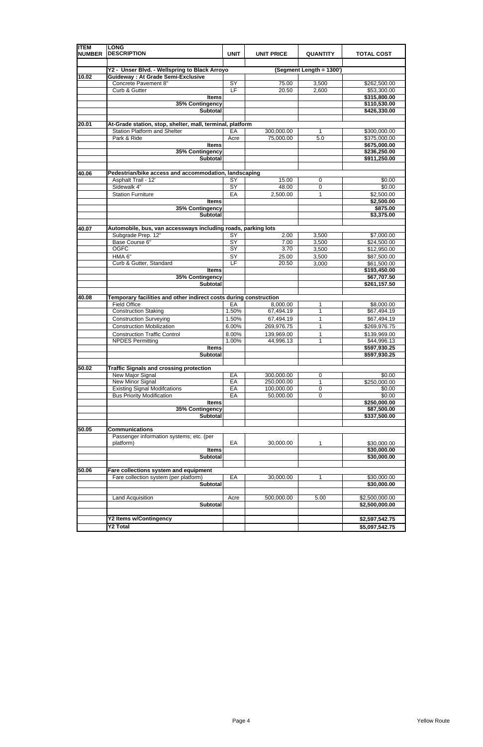| ITEM NUMBER | LONG DESCRIPTION | UNIT | UNIT PRICE | QUANTITY | TOTAL COST |
|---|---|---|---|---|---|
| | **Y2 - Unser Blvd. - Wellspring to Black Arroyo** | | | **(Segment Length = 1300')** | |
| **10.02** | **Guideway : At Grade Semi-Exclusive** | | | | |
| | Concrete Pavement 8" | SY | 75.00 | 3,500 | $262,500.00 |
| | Curb & Gutter | LF | 20.50 | 2,600 | $53,300.00 |
| | **Items** | | | | **$315,800.00** |
| | **35% Contingency** | | | | **$110,530.00** |
| | **Subtotal** | | | | **$426,330.00** |
| **20.01** | **At-Grade station, stop, shelter, mall, terminal, platform** | | | | |
| | Station Platform and Shelter | EA | 300,000.00 | 1 | $300,000.00 |
| | Park & Ride | Acre | 75,000.00 | 5.0 | $375,000.00 |
| | **Items** | | | | **$675,000.00** |
| | **35% Contingency** | | | | **$236,250.00** |
| | **Subtotal** | | | | **$911,250.00** |
| **40.06** | **Pedestrian/bike access and accommodation, landscaping** | | | | |
| | Asphalt Trail - 12' | SY | 15.00 | 0 | $0.00 |
| | Sidewalk 4" | SY | 48.00 | 0 | $0.00 |
| | Station Furniture | EA | 2,500.00 | 1 | $2,500.00 |
| | **Items** | | | | **$2,500.00** |
| | **35% Contingency** | | | | **$875.00** |
| | **Subtotal** | | | | **$3,375.00** |
| **40.07** | **Automobile, bus, van accessways including roads, parking lots** | | | | |
| | Subgrade Prep. 12" | SY | 2.00 | 3,500 | $7,000.00 |
| | Base Course 6" | SY | 7.00 | 3,500 | $24,500.00 |
| | OGFC | SY | 3.70 | 3,500 | $12,950.00 |
| | HMA 6" | SY | 25.00 | 3,500 | $87,500.00 |
| | Curb & Gutter, Standard | LF | 20.50 | 3,000 | $61,500.00 |
| | **Items** | | | | **$193,450.00** |
| | **35% Contingency** | | | | **$67,707.50** |
| | **Subtotal** | | | | **$261,157.50** |
| **40.08** | **Temporary facilities and other indirect costs during construction** | | | | |
| | Field Office | EA | 8,000.00 | 1 | $8,000.00 |
| | Construction Staking | 1.50% | 67,494.19 | 1 | $67,494.19 |
| | Construction Surveying | 1.50% | 67,494.19 | 1 | $67,494.19 |
| | Construction Mobilization | 6.00% | 269,976.75 | 1 | $269,976.75 |
| | Construction Traffic Control | 8.00% | 139,969.00 | 1 | $139,969.00 |
| | NPDES Permitting | 1.00% | 44,996.13 | 1 | $44,996.13 |
| | **Items** | | | | **$597,930.25** |
| | **Subtotal** | | | | **$597,930.25** |
| **50.02** | **Traffic Signals and crossing protection** | | | | |
| | New Major Signal | EA | 300,000.00 | 0 | $0.00 |
| | New Minor Signal | EA | 250,000.00 | 1 | $250,000.00 |
| | Existing Signal Modifcations | EA | 100,000.00 | 0 | $0.00 |
| | Bus Priority Modification | EA | 50,000.00 | 0 | $0.00 |
| | **Items** | | | | **$250,000.00** |
| | **35% Contingency** | | | | **$87,500.00** |
| | **Subtotal** | | | | **$337,500.00** |
| **50.05** | **Communications** | | | | |
| | Passenger information systems; etc. (per platform) | EA | 30,000.00 | 1 | $30,000.00 |
| | **Items** | | | | **$30,000.00** |
| | **Subtotal** | | | | **$30,000.00** |
| **50.06** | **Fare collections system and equipment** | | | | |
| | Fare collection system (per platform) | EA | 30,000.00 | 1 | $30,000.00 |
| | **Subtotal** | | | | **$30,000.00** |
| | Land Acquisition | Acre | 500,000.00 | 5.00 | $2,500,000.00 |
| | **Subtotal** | | | | **$2,500,000.00** |
| | **Y2 Items w/Contingency** | | | | **$2,597,542.75** |
| | **Y2 Total** | | | | **$5,097,542.75** |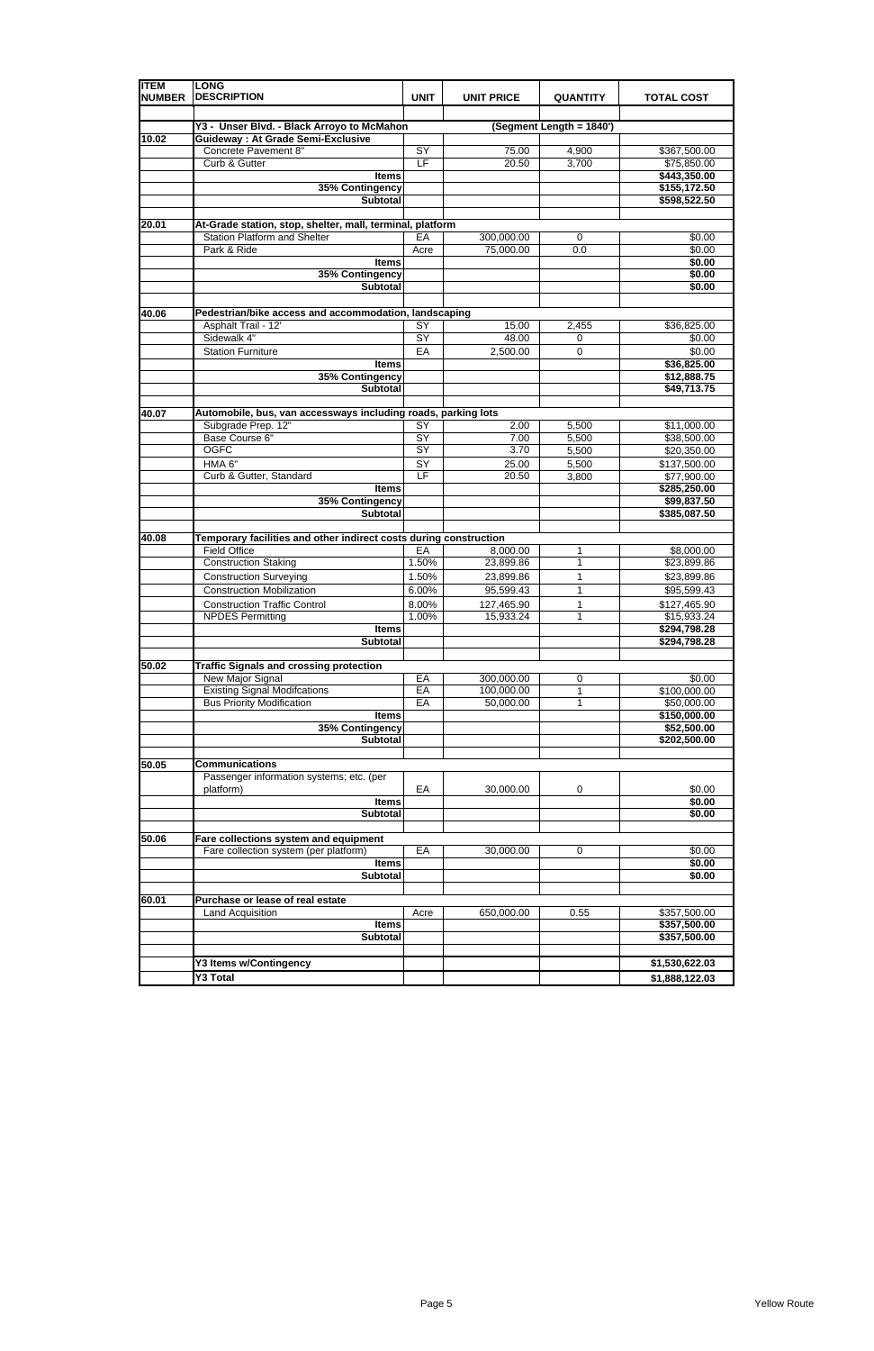| ITEM NUMBER | LONG DESCRIPTION | UNIT | UNIT PRICE | QUANTITY | TOTAL COST |
|---|---|---|---|---|---|
| | **Y3 - Unser Blvd. - Black Arroyo to McMahon** | | | **(Segment Length = 1840')** | |
| **10.02** | **Guideway : At Grade Semi-Exclusive** | | | | |
| | Concrete Pavement 8" | SY | 75.00 | 4,900 | $367,500.00 |
| | Curb & Gutter | LF | 20.50 | 3,700 | $75,850.00 |
| | **Items** | | | | **$443,350.00** |
| | **35% Contingency** | | | | **$155,172.50** |
| | **Subtotal** | | | | **$598,522.50** |
| | | | | | |
| **20.01** | **At-Grade station, stop, shelter, mall, terminal, platform** | | | | |
| | Station Platform and Shelter | EA | 300,000.00 | 0 | $0.00 |
| | Park & Ride | Acre | 75,000.00 | 0.0 | $0.00 |
| | **Items** | | | | **$0.00** |
| | **35% Contingency** | | | | **$0.00** |
| | **Subtotal** | | | | **$0.00** |
| | | | | | |
| **40.06** | **Pedestrian/bike access and accommodation, landscaping** | | | | |
| | Asphalt Trail - 12' | SY | 15.00 | 2,455 | $36,825.00 |
| | Sidewalk 4" | SY | 48.00 | 0 | $0.00 |
| | Station Furniture | EA | 2,500.00 | 0 | $0.00 |
| | **Items** | | | | **$36,825.00** |
| | **35% Contingency** | | | | **$12,888.75** |
| | **Subtotal** | | | | **$49,713.75** |
| | | | | | |
| **40.07** | **Automobile, bus, van accessways including roads, parking lots** | | | | |
| | Subgrade Prep. 12" | SY | 2.00 | 5,500 | $11,000.00 |
| | Base Course 6" | SY | 7.00 | 5,500 | $38,500.00 |
| | OGFC | SY | 3.70 | 5,500 | $20,350.00 |
| | HMA 6" | SY | 25.00 | 5,500 | $137,500.00 |
| | Curb & Gutter, Standard | LF | 20.50 | 3,800 | $77,900.00 |
| | **Items** | | | | **$285,250.00** |
| | **35% Contingency** | | | | **$99,837.50** |
| | **Subtotal** | | | | **$385,087.50** |
| | | | | | |
| **40.08** | **Temporary facilities and other indirect costs during construction** | | | | |
| | Field Office | EA | 8,000.00 | 1 | $8,000.00 |
| | Construction Staking | 1.50% | 23,899.86 | 1 | $23,899.86 |
| | Construction Surveying | 1.50% | 23,899.86 | 1 | $23,899.86 |
| | Construction Mobilization | 6.00% | 95,599.43 | 1 | $95,599.43 |
| | Construction Traffic Control | 8.00% | 127,465.90 | 1 | $127,465.90 |
| | NPDES Permitting | 1.00% | 15,933.24 | 1 | $15,933.24 |
| | **Items** | | | | **$294,798.28** |
| | **Subtotal** | | | | **$294,798.28** |
| | | | | | |
| **50.02** | **Traffic Signals and crossing protection** | | | | |
| | New Major Signal | EA | 300,000.00 | 0 | $0.00 |
| | Existing Signal Modifcations | EA | 100,000.00 | 1 | $100,000.00 |
| | Bus Priority Modification | EA | 50,000.00 | 1 | $50,000.00 |
| | **Items** | | | | **$150,000.00** |
| | **35% Contingency** | | | | **$52,500.00** |
| | **Subtotal** | | | | **$202,500.00** |
| | | | | | |
| **50.05** | **Communications** | | | | |
| | Passenger information systems; etc. (per platform) | EA | 30,000.00 | 0 | $0.00 |
| | **Items** | | | | **$0.00** |
| | **Subtotal** | | | | **$0.00** |
| | | | | | |
| **50.06** | **Fare collections system and equipment** | | | | |
| | Fare collection system (per platform) | EA | 30,000.00 | 0 | $0.00 |
| | **Items** | | | | **$0.00** |
| | **Subtotal** | | | | **$0.00** |
| | | | | | |
| **60.01** | **Purchase or lease of real estate** | | | | |
| | Land Acquisition | Acre | 650,000.00 | 0.55 | $357,500.00 |
| | **Items** | | | | **$357,500.00** |
| | **Subtotal** | | | | **$357,500.00** |
| | | | | | |
| | **Y3 Items w/Contingency** | | | | **$1,530,622.03** |
| | **Y3 Total** | | | | **$1,888,122.03** |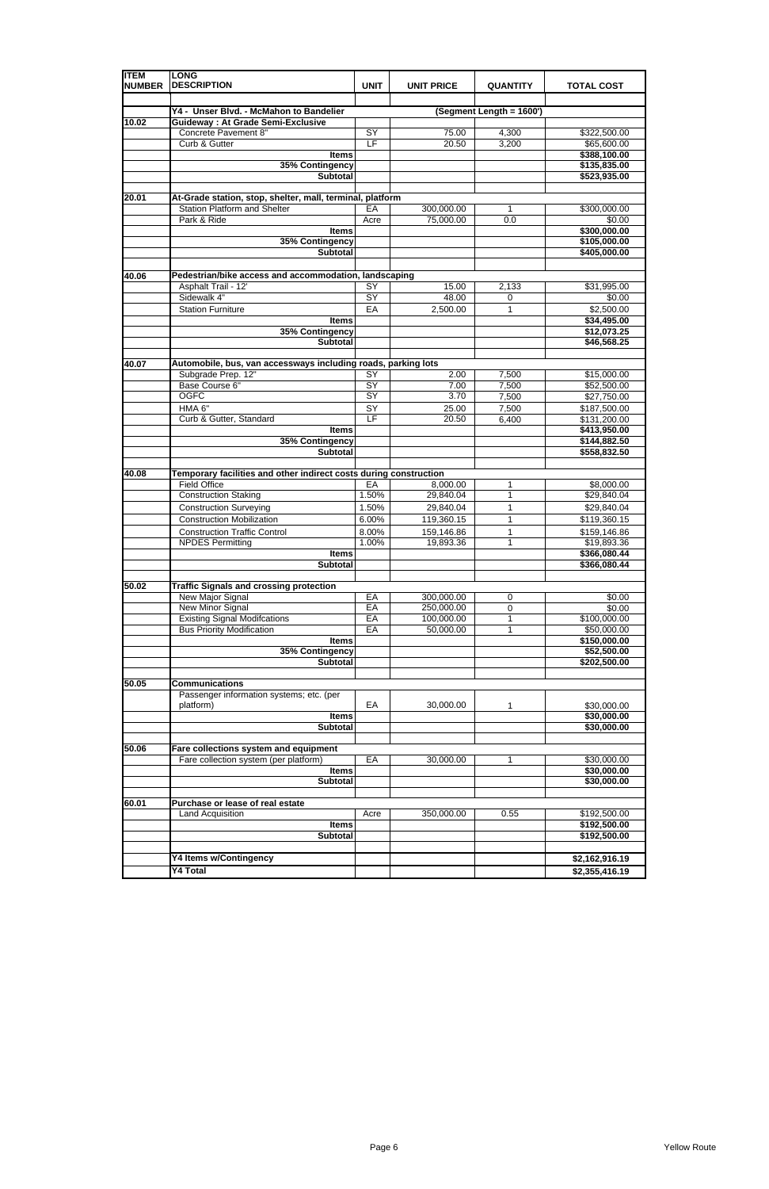| ITEM NUMBER | LONG DESCRIPTION | UNIT | UNIT PRICE | QUANTITY | TOTAL COST |
|---|---|---|---|---|---|
| | **Y4 - Unser Blvd. - McMahon to Bandelier** | | | **(Segment Length = 1600')** | |
| **10.02** | **Guideway : At Grade Semi-Exclusive** | | | | |
| | Concrete Pavement 8" | SY | 75.00 | 4,300 | $322,500.00 |
| | Curb & Gutter | LF | 20.50 | 3,200 | $65,600.00 |
| | **Items** | | | | **$388,100.00** |
| | **35% Contingency** | | | | **$135,835.00** |
| | **Subtotal** | | | | **$523,935.00** |
| **20.01** | **At-Grade station, stop, shelter, mall, terminal, platform** | | | | |
| | Station Platform and Shelter | EA | 300,000.00 | 1 | $300,000.00 |
| | Park & Ride | Acre | 75,000.00 | 0.0 | $0.00 |
| | **Items** | | | | **$300,000.00** |
| | **35% Contingency** | | | | **$105,000.00** |
| | **Subtotal** | | | | **$405,000.00** |
| **40.06** | **Pedestrian/bike access and accommodation, landscaping** | | | | |
| | Asphalt Trail - 12' | SY | 15.00 | 2,133 | $31,995.00 |
| | Sidewalk 4" | SY | 48.00 | 0 | $0.00 |
| | Station Furniture | EA | 2,500.00 | 1 | $2,500.00 |
| | **Items** | | | | **$34,495.00** |
| | **35% Contingency** | | | | **$12,073.25** |
| | **Subtotal** | | | | **$46,568.25** |
| **40.07** | **Automobile, bus, van accessways including roads, parking lots** | | | | |
| | Subgrade Prep. 12" | SY | 2.00 | 7,500 | $15,000.00 |
| | Base Course 6" | SY | 7.00 | 7,500 | $52,500.00 |
| | OGFC | SY | 3.70 | 7,500 | $27,750.00 |
| | HMA 6" | SY | 25.00 | 7,500 | $187,500.00 |
| | Curb & Gutter, Standard | LF | 20.50 | 6,400 | $131,200.00 |
| | **Items** | | | | **$413,950.00** |
| | **35% Contingency** | | | | **$144,882.50** |
| | **Subtotal** | | | | **$558,832.50** |
| **40.08** | **Temporary facilities and other indirect costs during construction** | | | | |
| | Field Office | EA | 8,000.00 | 1 | $8,000.00 |
| | Construction Staking | 1.50% | 29,840.04 | 1 | $29,840.04 |
| | Construction Surveying | 1.50% | 29,840.04 | 1 | $29,840.04 |
| | Construction Mobilization | 6.00% | 119,360.15 | 1 | $119,360.15 |
| | Construction Traffic Control | 8.00% | 159,146.86 | 1 | $159,146.86 |
| | NPDES Permitting | 1.00% | 19,893.36 | 1 | $19,893.36 |
| | **Items** | | | | **$366,080.44** |
| | **Subtotal** | | | | **$366,080.44** |
| **50.02** | **Traffic Signals and crossing protection** | | | | |
| | New Major Signal | EA | 300,000.00 | 0 | $0.00 |
| | New Minor Signal | EA | 250,000.00 | 0 | $0.00 |
| | Existing Signal Modifcations | EA | 100,000.00 | 1 | $100,000.00 |
| | Bus Priority Modification | EA | 50,000.00 | 1 | $50,000.00 |
| | **Items** | | | | **$150,000.00** |
| | **35% Contingency** | | | | **$52,500.00** |
| | **Subtotal** | | | | **$202,500.00** |
| **50.05** | **Communications** | | | | |
| | Passenger information systems; etc. (per platform) | EA | 30,000.00 | 1 | $30,000.00 |
| | **Items** | | | | **$30,000.00** |
| | **Subtotal** | | | | **$30,000.00** |
| **50.06** | **Fare collections system and equipment** | | | | |
| | Fare collection system (per platform) | EA | 30,000.00 | 1 | $30,000.00 |
| | **Items** | | | | **$30,000.00** |
| | **Subtotal** | | | | **$30,000.00** |
| **60.01** | **Purchase or lease of real estate** | | | | |
| | Land Acquisition | Acre | 350,000.00 | 0.55 | $192,500.00 |
| | **Items** | | | | **$192,500.00** |
| | **Subtotal** | | | | **$192,500.00** |
| | **Y4 Items w/Contingency** | | | | **$2,162,916.19** |
| | **Y4 Total** | | | | **$2,355,416.19** |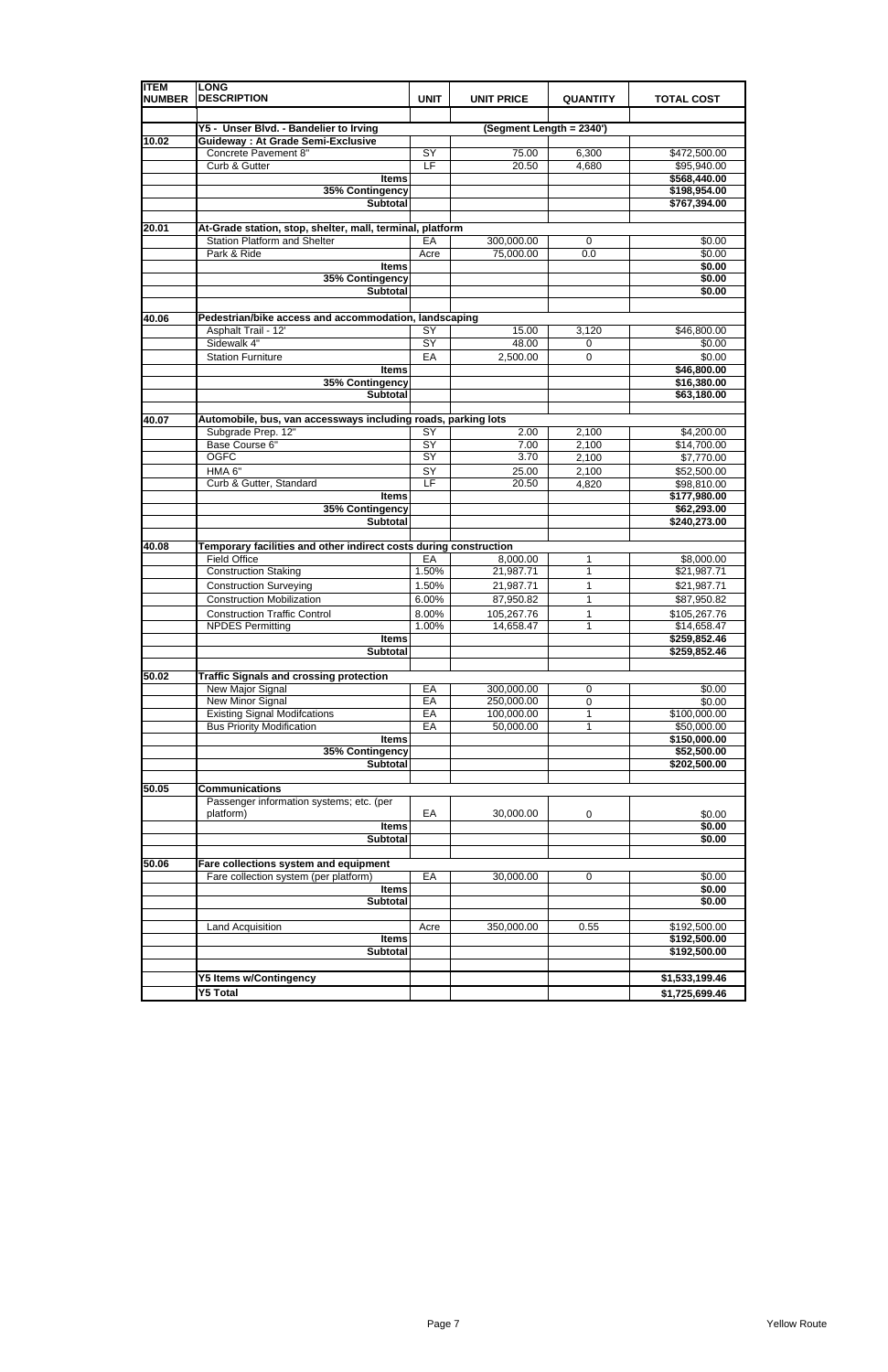| ITEM NUMBER | LONG DESCRIPTION | UNIT | UNIT PRICE | QUANTITY | TOTAL COST |
|---|---|---|---|---|---|
| | **Y5 - Unser Blvd. - Bandelier to Irving** | | **(Segment Length = 2340')** | | |
| **10.02** | **Guideway : At Grade Semi-Exclusive** | | | | |
| | Concrete Pavement 8" | SY | 75.00 | 6,300 | $472,500.00 |
| | Curb & Gutter | LF | 20.50 | 4,680 | $95,940.00 |
| | **Items** | | | | **$568,440.00** |
| | **35% Contingency** | | | | **$198,954.00** |
| | **Subtotal** | | | | **$767,394.00** |
| **20.01** | **At-Grade station, stop, shelter, mall, terminal, platform** | | | | |
| | Station Platform and Shelter | EA | 300,000.00 | 0 | $0.00 |
| | Park & Ride | Acre | 75,000.00 | 0.0 | $0.00 |
| | **Items** | | | | **$0.00** |
| | **35% Contingency** | | | | **$0.00** |
| | **Subtotal** | | | | **$0.00** |
| **40.06** | **Pedestrian/bike access and accommodation, landscaping** | | | | |
| | Asphalt Trail - 12' | SY | 15.00 | 3,120 | $46,800.00 |
| | Sidewalk 4" | SY | 48.00 | 0 | $0.00 |
| | Station Furniture | EA | 2,500.00 | 0 | $0.00 |
| | **Items** | | | | **$46,800.00** |
| | **35% Contingency** | | | | **$16,380.00** |
| | **Subtotal** | | | | **$63,180.00** |
| **40.07** | **Automobile, bus, van accessways including roads, parking lots** | | | | |
| | Subgrade Prep. 12" | SY | 2.00 | 2,100 | $4,200.00 |
| | Base Course 6" | SY | 7.00 | 2,100 | $14,700.00 |
| | OGFC | SY | 3.70 | 2,100 | $7,770.00 |
| | HMA 6" | SY | 25.00 | 2,100 | $52,500.00 |
| | Curb & Gutter, Standard | LF | 20.50 | 4,820 | $98,810.00 |
| | **Items** | | | | **$177,980.00** |
| | **35% Contingency** | | | | **$62,293.00** |
| | **Subtotal** | | | | **$240,273.00** |
| **40.08** | **Temporary facilities and other indirect costs during construction** | | | | |
| | Field Office | EA | 8,000.00 | 1 | $8,000.00 |
| | Construction Staking | 1.50% | 21,987.71 | 1 | $21,987.71 |
| | Construction Surveying | 1.50% | 21,987.71 | 1 | $21,987.71 |
| | Construction Mobilization | 6.00% | 87,950.82 | 1 | $87,950.82 |
| | Construction Traffic Control | 8.00% | 105,267.76 | 1 | $105,267.76 |
| | NPDES Permitting | 1.00% | 14,658.47 | 1 | $14,658.47 |
| | **Items** | | | | **$259,852.46** |
| | **Subtotal** | | | | **$259,852.46** |
| **50.02** | **Traffic Signals and crossing protection** | | | | |
| | New Major Signal | EA | 300,000.00 | 0 | $0.00 |
| | New Minor Signal | EA | 250,000.00 | 0 | $0.00 |
| | Existing Signal Modifcations | EA | 100,000.00 | 1 | $100,000.00 |
| | Bus Priority Modification | EA | 50,000.00 | 1 | $50,000.00 |
| | **Items** | | | | **$150,000.00** |
| | **35% Contingency** | | | | **$52,500.00** |
| | **Subtotal** | | | | **$202,500.00** |
| **50.05** | **Communications** | | | | |
| | Passenger information systems; etc. (per platform) | EA | 30,000.00 | 0 | $0.00 |
| | **Items** | | | | **$0.00** |
| | **Subtotal** | | | | **$0.00** |
| **50.06** | **Fare collections system and equipment** | | | | |
| | Fare collection system (per platform) | EA | 30,000.00 | 0 | $0.00 |
| | **Items** | | | | **$0.00** |
| | **Subtotal** | | | | **$0.00** |
| | Land Acquisition | Acre | 350,000.00 | 0.55 | $192,500.00 |
| | **Items** | | | | **$192,500.00** |
| | **Subtotal** | | | | **$192,500.00** |
| | **Y5 Items w/Contingency** | | | | **$1,533,199.46** |
| | **Y5 Total** | | | | **$1,725,699.46** |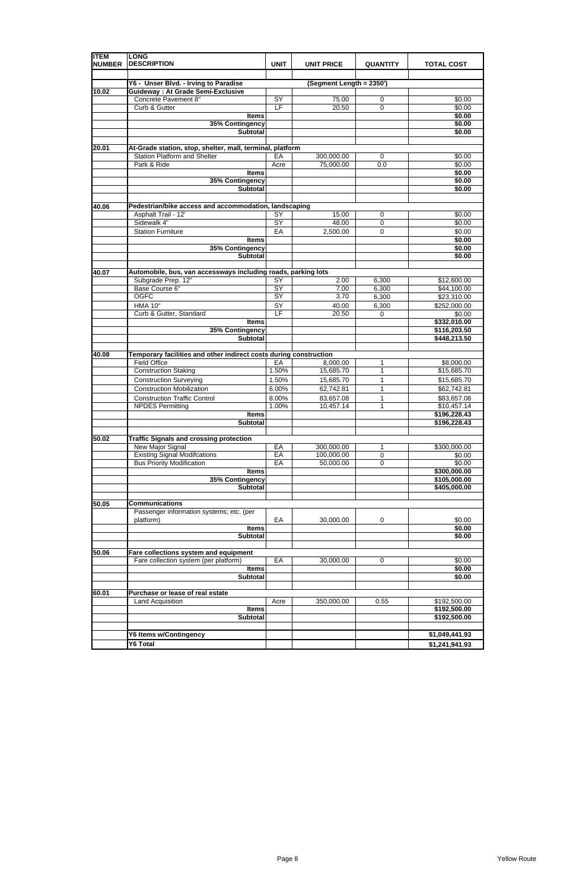| ITEM NUMBER | LONG DESCRIPTION | UNIT | UNIT PRICE | QUANTITY | TOTAL COST |
|---|---|---|---|---|---|
| | Y6 - Unser Blvd. - Irving to Paradise | | (Segment Length = 2350') | | |
| 10.02 | Guideway : At Grade Semi-Exclusive | | | | |
| | Concrete Pavement 8" | SY | 75.00 | 0 | $0.00 |
| | Curb & Gutter | LF | 20.50 | 0 | $0.00 |
| | Items | | | | $0.00 |
| | 35% Contingency | | | | $0.00 |
| | Subtotal | | | | $0.00 |
| 20.01 | At-Grade station, stop, shelter, mall, terminal, platform | | | | |
| | Station Platform and Shelter | EA | 300,000.00 | 0 | $0.00 |
| | Park & Ride | Acre | 75,000.00 | 0.0 | $0.00 |
| | Items | | | | $0.00 |
| | 35% Contingency | | | | $0.00 |
| | Subtotal | | | | $0.00 |
| 40.06 | Pedestrian/bike access and accommodation, landscaping | | | | |
| | Asphalt Trail - 12' | SY | 15.00 | 0 | $0.00 |
| | Sidewalk 4" | SY | 48.00 | 0 | $0.00 |
| | Station Furniture | EA | 2,500.00 | 0 | $0.00 |
| | Items | | | | $0.00 |
| | 35% Contingency | | | | $0.00 |
| | Subtotal | | | | $0.00 |
| 40.07 | Automobile, bus, van accessways including roads, parking lots | | | | |
| | Subgrade Prep. 12" | SY | 2.00 | 6,300 | $12,600.00 |
| | Base Course 6" | SY | 7.00 | 6,300 | $44,100.00 |
| | OGFC | SY | 3.70 | 6,300 | $23,310.00 |
| | HMA 10" | SY | 40.00 | 6,300 | $252,000.00 |
| | Curb & Gutter, Standard | LF | 20.50 | 0 | $0.00 |
| | Items | | | | $332,010.00 |
| | 35% Contingency | | | | $116,203.50 |
| | Subtotal | | | | $448,213.50 |
| 40.08 | Temporary facilities and other indirect costs during construction | | | | |
| | Field Office | EA | 8,000.00 | 1 | $8,000.00 |
| | Construction Staking | 1.50% | 15,685.70 | 1 | $15,685.70 |
| | Construction Surveying | 1.50% | 15,685.70 | 1 | $15,685.70 |
| | Construction Mobilization | 6.00% | 62,742.81 | 1 | $62,742.81 |
| | Construction Traffic Control | 8.00% | 83,657.08 | 1 | $83,657.08 |
| | NPDES Permitting | 1.00% | 10,457.14 | 1 | $10,457.14 |
| | Items | | | | $196,228.43 |
| | Subtotal | | | | $196,228.43 |
| 50.02 | Traffic Signals and crossing protection | | | | |
| | New Major Signal | EA | 300,000.00 | 1 | $300,000.00 |
| | Existing Signal Modifcations | EA | 100,000.00 | 0 | $0.00 |
| | Bus Priority Modification | EA | 50,000.00 | 0 | $0.00 |
| | Items | | | | $300,000.00 |
| | 35% Contingency | | | | $105,000.00 |
| | Subtotal | | | | $405,000.00 |
| 50.05 | Communications | | | | |
| | Passenger information systems; etc. (per platform) | EA | 30,000.00 | 0 | $0.00 |
| | Items | | | | $0.00 |
| | Subtotal | | | | $0.00 |
| 50.06 | Fare collections system and equipment | | | | |
| | Fare collection system (per platform) | EA | 30,000.00 | 0 | $0.00 |
| | Items | | | | $0.00 |
| | Subtotal | | | | $0.00 |
| 60.01 | Purchase or lease of real estate | | | | |
| | Land Acquisition | Acre | 350,000.00 | 0.55 | $192,500.00 |
| | Items | | | | $192,500.00 |
| | Subtotal | | | | $192,500.00 |
| | Y6 Items w/Contingency | | | | $1,049,441.93 |
| | Y6 Total | | | | $1,241,941.93 |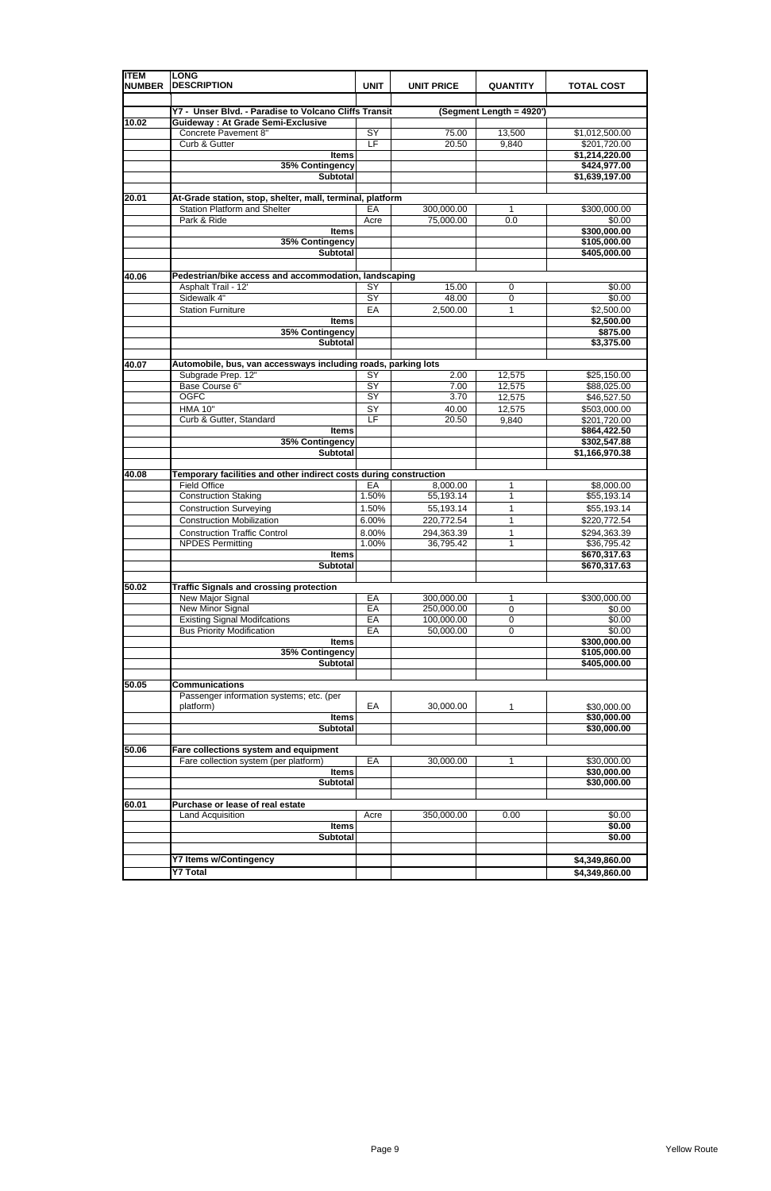| ITEM NUMBER | LONG DESCRIPTION | UNIT | UNIT PRICE | QUANTITY | TOTAL COST |
|---|---|---|---|---|---|
| | **Y7 - Unser Blvd. - Paradise to Volcano Cliffs Transit** | | | **(Segment Length = 4920')** | |
| **10.02** | **Guideway : At Grade Semi-Exclusive** | | | | |
| | Concrete Pavement 8" | SY | 75.00 | 13,500 | $1,012,500.00 |
| | Curb & Gutter | LF | 20.50 | 9,840 | $201,720.00 |
| | **Items** | | | | **$1,214,220.00** |
| | **35% Contingency** | | | | **$424,977.00** |
| | **Subtotal** | | | | **$1,639,197.00** |
| **20.01** | **At-Grade station, stop, shelter, mall, terminal, platform** | | | | |
| | Station Platform and Shelter | EA | 300,000.00 | 1 | $300,000.00 |
| | Park & Ride | Acre | 75,000.00 | 0.0 | $0.00 |
| | **Items** | | | | **$300,000.00** |
| | **35% Contingency** | | | | **$105,000.00** |
| | **Subtotal** | | | | **$405,000.00** |
| **40.06** | **Pedestrian/bike access and accommodation, landscaping** | | | | |
| | Asphalt Trail - 12' | SY | 15.00 | 0 | $0.00 |
| | Sidewalk 4" | SY | 48.00 | 0 | $0.00 |
| | Station Furniture | EA | 2,500.00 | 1 | $2,500.00 |
| | **Items** | | | | **$2,500.00** |
| | **35% Contingency** | | | | **$875.00** |
| | **Subtotal** | | | | **$3,375.00** |
| **40.07** | **Automobile, bus, van accessways including roads, parking lots** | | | | |
| | Subgrade Prep. 12" | SY | 2.00 | 12,575 | $25,150.00 |
| | Base Course 6" | SY | 7.00 | 12,575 | $88,025.00 |
| | OGFC | SY | 3.70 | 12,575 | $46,527.50 |
| | HMA 10" | SY | 40.00 | 12,575 | $503,000.00 |
| | Curb & Gutter, Standard | LF | 20.50 | 9,840 | $201,720.00 |
| | **Items** | | | | **$864,422.50** |
| | **35% Contingency** | | | | **$302,547.88** |
| | **Subtotal** | | | | **$1,166,970.38** |
| **40.08** | **Temporary facilities and other indirect costs during construction** | | | | |
| | Field Office | EA | 8,000.00 | 1 | $8,000.00 |
| | Construction Staking | 1.50% | 55,193.14 | 1 | $55,193.14 |
| | Construction Surveying | 1.50% | 55,193.14 | 1 | $55,193.14 |
| | Construction Mobilization | 6.00% | 220,772.54 | 1 | $220,772.54 |
| | Construction Traffic Control | 8.00% | 294,363.39 | 1 | $294,363.39 |
| | NPDES Permitting | 1.00% | 36,795.42 | 1 | $36,795.42 |
| | **Items** | | | | **$670,317.63** |
| | **Subtotal** | | | | **$670,317.63** |
| **50.02** | **Traffic Signals and crossing protection** | | | | |
| | New Major Signal | EA | 300,000.00 | 1 | $300,000.00 |
| | New Minor Signal | EA | 250,000.00 | 0 | $0.00 |
| | Existing Signal Modifcations | EA | 100,000.00 | 0 | $0.00 |
| | Bus Priority Modification | EA | 50,000.00 | 0 | $0.00 |
| | **Items** | | | | **$300,000.00** |
| | **35% Contingency** | | | | **$105,000.00** |
| | **Subtotal** | | | | **$405,000.00** |
| **50.05** | **Communications** | | | | |
| | Passenger information systems; etc. (per platform) | EA | 30,000.00 | 1 | $30,000.00 |
| | **Items** | | | | **$30,000.00** |
| | **Subtotal** | | | | **$30,000.00** |
| **50.06** | **Fare collections system and equipment** | | | | |
| | Fare collection system (per platform) | EA | 30,000.00 | 1 | $30,000.00 |
| | **Items** | | | | **$30,000.00** |
| | **Subtotal** | | | | **$30,000.00** |
| **60.01** | **Purchase or lease of real estate** | | | | |
| | Land Acquisition | Acre | 350,000.00 | 0.00 | $0.00 |
| | **Items** | | | | **$0.00** |
| | **Subtotal** | | | | **$0.00** |
| | **Y7 Items w/Contingency** | | | | **$4,349,860.00** |
| | **Y7 Total** | | | | **$4,349,860.00** |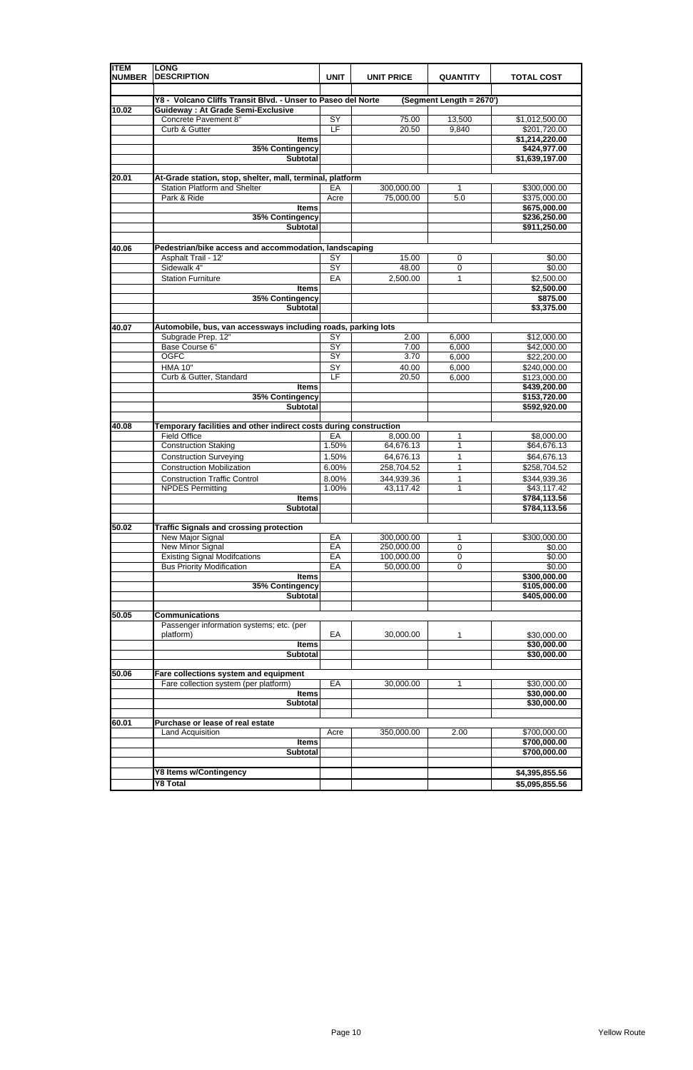| ITEM NUMBER | LONG DESCRIPTION | UNIT | UNIT PRICE | QUANTITY | TOTAL COST |
|---|---|---|---|---|---|
| | **Y8 - Volcano Cliffs Transit Blvd. - Unser to Paseo del Norte** | | | **(Segment Length = 2670')** | |
| **10.02** | **Guideway : At Grade Semi-Exclusive** | | | | |
| | Concrete Pavement 8" | SY | 75.00 | 13,500 | $1,012,500.00 |
| | Curb & Gutter | LF | 20.50 | 9,840 | $201,720.00 |
| | **Items** | | | | **$1,214,220.00** |
| | **35% Contingency** | | | | **$424,977.00** |
| | **Subtotal** | | | | **$1,639,197.00** |
| **20.01** | **At-Grade station, stop, shelter, mall, terminal, platform** | | | | |
| | Station Platform and Shelter | EA | 300,000.00 | 1 | $300,000.00 |
| | Park & Ride | Acre | 75,000.00 | 5.0 | $375,000.00 |
| | **Items** | | | | **$675,000.00** |
| | **35% Contingency** | | | | **$236,250.00** |
| | **Subtotal** | | | | **$911,250.00** |
| **40.06** | **Pedestrian/bike access and accommodation, landscaping** | | | | |
| | Asphalt Trail - 12' | SY | 15.00 | 0 | $0.00 |
| | Sidewalk 4" | SY | 48.00 | 0 | $0.00 |
| | Station Furniture | EA | 2,500.00 | 1 | $2,500.00 |
| | **Items** | | | | **$2,500.00** |
| | **35% Contingency** | | | | **$875.00** |
| | **Subtotal** | | | | **$3,375.00** |
| **40.07** | **Automobile, bus, van accessways including roads, parking lots** | | | | |
| | Subgrade Prep. 12" | SY | 2.00 | 6,000 | $12,000.00 |
| | Base Course 6" | SY | 7.00 | 6,000 | $42,000.00 |
| | OGFC | SY | 3.70 | 6,000 | $22,200.00 |
| | HMA 10" | SY | 40.00 | 6,000 | $240,000.00 |
| | Curb & Gutter, Standard | LF | 20.50 | 6,000 | $123,000.00 |
| | **Items** | | | | **$439,200.00** |
| | **35% Contingency** | | | | **$153,720.00** |
| | **Subtotal** | | | | **$592,920.00** |
| **40.08** | **Temporary facilities and other indirect costs during construction** | | | | |
| | Field Office | EA | 8,000.00 | 1 | $8,000.00 |
| | Construction Staking | 1.50% | 64,676.13 | 1 | $64,676.13 |
| | Construction Surveying | 1.50% | 64,676.13 | 1 | $64,676.13 |
| | Construction Mobilization | 6.00% | 258,704.52 | 1 | $258,704.52 |
| | Construction Traffic Control | 8.00% | 344,939.36 | 1 | $344,939.36 |
| | NPDES Permitting | 1.00% | 43,117.42 | 1 | $43,117.42 |
| | **Items** | | | | **$784,113.56** |
| | **Subtotal** | | | | **$784,113.56** |
| **50.02** | **Traffic Signals and crossing protection** | | | | |
| | New Major Signal | EA | 300,000.00 | 1 | $300,000.00 |
| | New Minor Signal | EA | 250,000.00 | 0 | $0.00 |
| | Existing Signal Modifcations | EA | 100,000.00 | 0 | $0.00 |
| | Bus Priority Modification | EA | 50,000.00 | 0 | $0.00 |
| | **Items** | | | | **$300,000.00** |
| | **35% Contingency** | | | | **$105,000.00** |
| | **Subtotal** | | | | **$405,000.00** |
| **50.05** | **Communications** | | | | |
| | Passenger information systems; etc. (per platform) | EA | 30,000.00 | 1 | $30,000.00 |
| | **Items** | | | | **$30,000.00** |
| | **Subtotal** | | | | **$30,000.00** |
| **50.06** | **Fare collections system and equipment** | | | | |
| | Fare collection system (per platform) | EA | 30,000.00 | 1 | $30,000.00 |
| | **Items** | | | | **$30,000.00** |
| | **Subtotal** | | | | **$30,000.00** |
| **60.01** | **Purchase or lease of real estate** | | | | |
| | Land Acquisition | Acre | 350,000.00 | 2.00 | $700,000.00 |
| | **Items** | | | | **$700,000.00** |
| | **Subtotal** | | | | **$700,000.00** |
| | **Y8 Items w/Contingency** | | | | **$4,395,855.56** |
| | **Y8 Total** | | | | **$5,095,855.56** |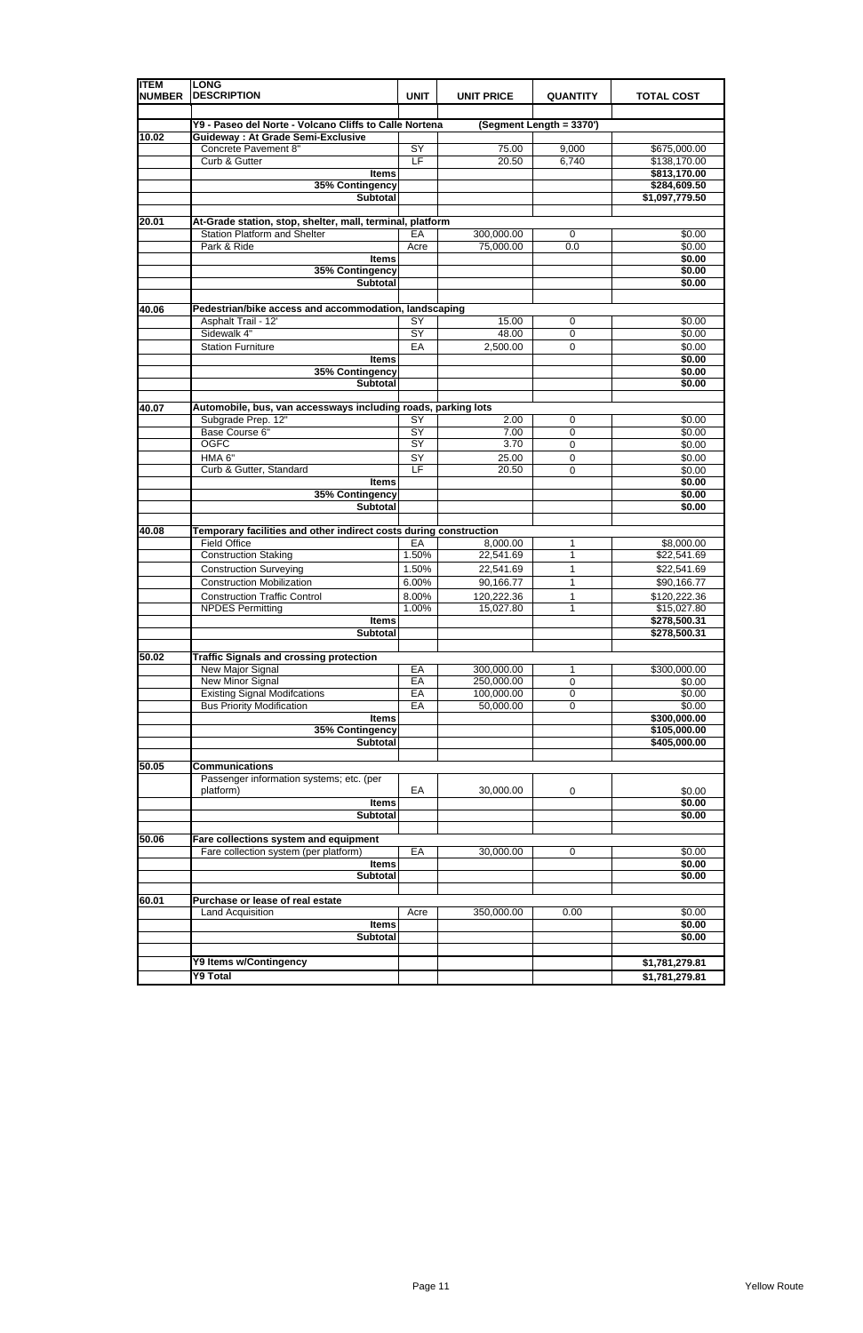| ITEM NUMBER | LONG DESCRIPTION | UNIT | UNIT PRICE | QUANTITY | TOTAL COST |
|---|---|---|---|---|---|
| | **Y9 - Paseo del Norte - Volcano Cliffs to Calle Nortena** | | | **(Segment Length = 3370')** | |
| **10.02** | **Guideway : At Grade Semi-Exclusive** | | | | |
| | Concrete Pavement 8" | SY | 75.00 | 9,000 | $675,000.00 |
| | Curb & Gutter | LF | 20.50 | 6,740 | $138,170.00 |
| | **Items** | | | | **$813,170.00** |
| | **35% Contingency** | | | | **$284,609.50** |
| | **Subtotal** | | | | **$1,097,779.50** |
| **20.01** | **At-Grade station, stop, shelter, mall, terminal, platform** | | | | |
| | Station Platform and Shelter | EA | 300,000.00 | 0 | $0.00 |
| | Park & Ride | Acre | 75,000.00 | 0.0 | $0.00 |
| | **Items** | | | | **$0.00** |
| | **35% Contingency** | | | | **$0.00** |
| | **Subtotal** | | | | **$0.00** |
| **40.06** | **Pedestrian/bike access and accommodation, landscaping** | | | | |
| | Asphalt Trail - 12' | SY | 15.00 | 0 | $0.00 |
| | Sidewalk 4" | SY | 48.00 | 0 | $0.00 |
| | Station Furniture | EA | 2,500.00 | 0 | $0.00 |
| | **Items** | | | | **$0.00** |
| | **35% Contingency** | | | | **$0.00** |
| | **Subtotal** | | | | **$0.00** |
| **40.07** | **Automobile, bus, van accessways including roads, parking lots** | | | | |
| | Subgrade Prep. 12" | SY | 2.00 | 0 | $0.00 |
| | Base Course 6" | SY | 7.00 | 0 | $0.00 |
| | OGFC | SY | 3.70 | 0 | $0.00 |
| | HMA 6" | SY | 25.00 | 0 | $0.00 |
| | Curb & Gutter, Standard | LF | 20.50 | 0 | $0.00 |
| | **Items** | | | | **$0.00** |
| | **35% Contingency** | | | | **$0.00** |
| | **Subtotal** | | | | **$0.00** |
| **40.08** | **Temporary facilities and other indirect costs during construction** | | | | |
| | Field Office | EA | 8,000.00 | 1 | $8,000.00 |
| | Construction Staking | 1.50% | 22,541.69 | 1 | $22,541.69 |
| | Construction Surveying | 1.50% | 22,541.69 | 1 | $22,541.69 |
| | Construction Mobilization | 6.00% | 90,166.77 | 1 | $90,166.77 |
| | Construction Traffic Control | 8.00% | 120,222.36 | 1 | $120,222.36 |
| | NPDES Permitting | 1.00% | 15,027.80 | 1 | $15,027.80 |
| | **Items** | | | | **$278,500.31** |
| | **Subtotal** | | | | **$278,500.31** |
| **50.02** | **Traffic Signals and crossing protection** | | | | |
| | New Major Signal | EA | 300,000.00 | 1 | $300,000.00 |
| | New Minor Signal | EA | 250,000.00 | 0 | $0.00 |
| | Existing Signal Modifcations | EA | 100,000.00 | 0 | $0.00 |
| | Bus Priority Modification | EA | 50,000.00 | 0 | $0.00 |
| | **Items** | | | | **$300,000.00** |
| | **35% Contingency** | | | | **$105,000.00** |
| | **Subtotal** | | | | **$405,000.00** |
| **50.05** | **Communications** | | | | |
| | Passenger information systems; etc. (per platform) | EA | 30,000.00 | 0 | $0.00 |
| | **Items** | | | | **$0.00** |
| | **Subtotal** | | | | **$0.00** |
| **50.06** | **Fare collections system and equipment** | | | | |
| | Fare collection system (per platform) | EA | 30,000.00 | 0 | $0.00 |
| | **Items** | | | | **$0.00** |
| | **Subtotal** | | | | **$0.00** |
| **60.01** | **Purchase or lease of real estate** | | | | |
| | Land Acquisition | Acre | 350,000.00 | 0.00 | $0.00 |
| | **Items** | | | | **$0.00** |
| | **Subtotal** | | | | **$0.00** |
| | **Y9 Items w/Contingency** | | | | **$1,781,279.81** |
| | **Y9 Total** | | | | **$1,781,279.81** |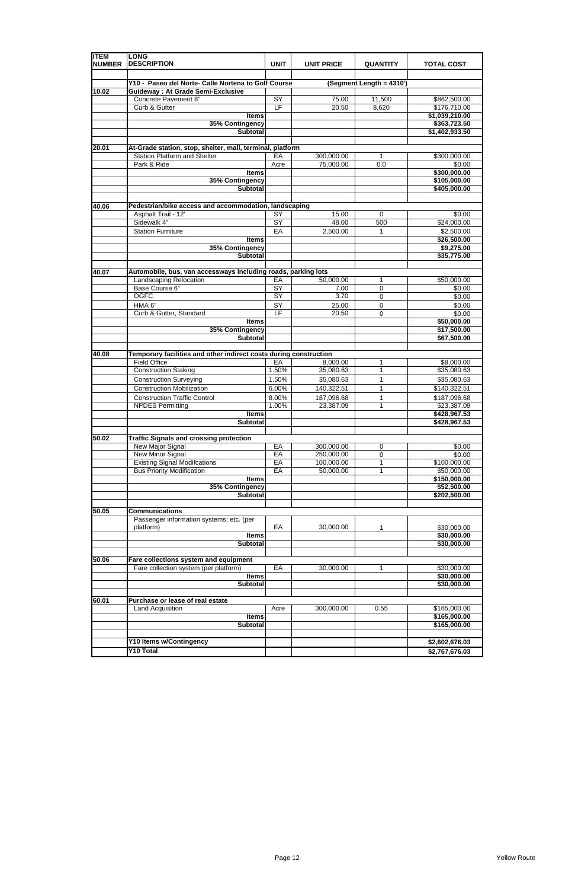| ITEM NUMBER | LONG DESCRIPTION | UNIT | UNIT PRICE | QUANTITY | TOTAL COST |
|---|---|---|---|---|---|
| | **Y10 - Paseo del Norte- Calle Nortena to Golf Course** | | | **(Segment Length = 4310')** | |
| **10.02** | **Guideway : At Grade Semi-Exclusive** | | | | |
| | Concrete Pavement 8" | SY | 75.00 | 11,500 | $862,500.00 |
| | Curb & Gutter | LF | 20.50 | 8,620 | $176,710.00 |
| | **Items** | | | | **$1,039,210.00** |
| | **35% Contingency** | | | | **$363,723.50** |
| | **Subtotal** | | | | **$1,402,933.50** |
| **20.01** | **At-Grade station, stop, shelter, mall, terminal, platform** | | | | |
| | Station Platform and Shelter | EA | 300,000.00 | 1 | $300,000.00 |
| | Park & Ride | Acre | 75,000.00 | 0.0 | $0.00 |
| | **Items** | | | | **$300,000.00** |
| | **35% Contingency** | | | | **$105,000.00** |
| | **Subtotal** | | | | **$405,000.00** |
| **40.06** | **Pedestrian/bike access and accommodation, landscaping** | | | | |
| | Asphalt Trail - 12' | SY | 15.00 | 0 | $0.00 |
| | Sidewalk 4" | SY | 48.00 | 500 | $24,000.00 |
| | Station Furniture | EA | 2,500.00 | 1 | $2,500.00 |
| | **Items** | | | | **$26,500.00** |
| | **35% Contingency** | | | | **$9,275.00** |
| | **Subtotal** | | | | **$35,775.00** |
| **40.07** | **Automobile, bus, van accessways including roads, parking lots** | | | | |
| | Landscaping Relocation | EA | 50,000.00 | 1 | $50,000.00 |
| | Base Course 6" | SY | 7.00 | 0 | $0.00 |
| | OGFC | SY | 3.70 | 0 | $0.00 |
| | HMA 6" | SY | 25.00 | 0 | $0.00 |
| | Curb & Gutter, Standard | LF | 20.50 | 0 | $0.00 |
| | **Items** | | | | **$50,000.00** |
| | **35% Contingency** | | | | **$17,500.00** |
| | **Subtotal** | | | | **$67,500.00** |
| **40.08** | **Temporary facilities and other indirect costs during construction** | | | | |
| | Field Office | EA | 8,000.00 | 1 | $8,000.00 |
| | Construction Staking | 1.50% | 35,080.63 | 1 | $35,080.63 |
| | Construction Surveying | 1.50% | 35,080.63 | 1 | $35,080.63 |
| | Construction Mobilization | 6.00% | 140,322.51 | 1 | $140,322.51 |
| | Construction Traffic Control | 8.00% | 187,096.68 | 1 | $187,096.68 |
| | NPDES Permitting | 1.00% | 23,387.09 | 1 | $23,387.09 |
| | **Items** | | | | **$428,967.53** |
| | **Subtotal** | | | | **$428,967.53** |
| **50.02** | **Traffic Signals and crossing protection** | | | | |
| | New Major Signal | EA | 300,000.00 | 0 | $0.00 |
| | New Minor Signal | EA | 250,000.00 | 0 | $0.00 |
| | Existing Signal Modifcations | EA | 100,000.00 | 1 | $100,000.00 |
| | Bus Priority Modification | EA | 50,000.00 | 1 | $50,000.00 |
| | **Items** | | | | **$150,000.00** |
| | **35% Contingency** | | | | **$52,500.00** |
| | **Subtotal** | | | | **$202,500.00** |
| **50.05** | **Communications** | | | | |
| | Passenger information systems; etc. (per platform) | EA | 30,000.00 | 1 | $30,000.00 |
| | **Items** | | | | **$30,000.00** |
| | **Subtotal** | | | | **$30,000.00** |
| **50.06** | **Fare collections system and equipment** | | | | |
| | Fare collection system (per platform) | EA | 30,000.00 | 1 | $30,000.00 |
| | **Items** | | | | **$30,000.00** |
| | **Subtotal** | | | | **$30,000.00** |
| **60.01** | **Purchase or lease of real estate** | | | | |
| | Land Acquisition | Acre | 300,000.00 | 0.55 | $165,000.00 |
| | **Items** | | | | **$165,000.00** |
| | **Subtotal** | | | | **$165,000.00** |
| | **Y10 Items w/Contingency** | | | | **$2,602,676.03** |
| | **Y10 Total** | | | | **$2,767,676.03** |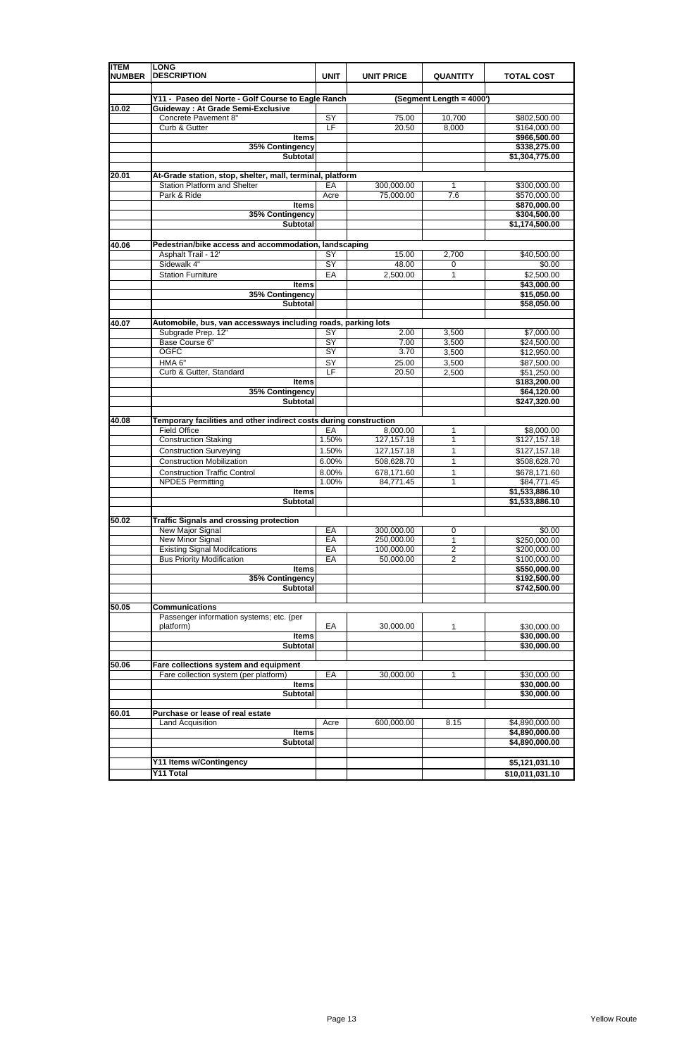| ITEM NUMBER | LONG DESCRIPTION | UNIT | UNIT PRICE | QUANTITY | TOTAL COST |
|---|---|---|---|---|---|
| | **Y11 - Paseo del Norte - Golf Course to Eagle Ranch** | | | **(Segment Length = 4000')** | |
| **10.02** | **Guideway : At Grade Semi-Exclusive** | | | | |
| | Concrete Pavement 8" | SY | 75.00 | 10,700 | $802,500.00 |
| | Curb & Gutter | LF | 20.50 | 8,000 | $164,000.00 |
| | **Items** | | | | **$966,500.00** |
| | **35% Contingency** | | | | **$338,275.00** |
| | **Subtotal** | | | | **$1,304,775.00** |
| **20.01** | **At-Grade station, stop, shelter, mall, terminal, platform** | | | | |
| | Station Platform and Shelter | EA | 300,000.00 | 1 | $300,000.00 |
| | Park & Ride | Acre | 75,000.00 | 7.6 | $570,000.00 |
| | **Items** | | | | **$870,000.00** |
| | **35% Contingency** | | | | **$304,500.00** |
| | **Subtotal** | | | | **$1,174,500.00** |
| **40.06** | **Pedestrian/bike access and accommodation, landscaping** | | | | |
| | Asphalt Trail - 12' | SY | 15.00 | 2,700 | $40,500.00 |
| | Sidewalk 4" | SY | 48.00 | 0 | $0.00 |
| | Station Furniture | EA | 2,500.00 | 1 | $2,500.00 |
| | **Items** | | | | **$43,000.00** |
| | **35% Contingency** | | | | **$15,050.00** |
| | **Subtotal** | | | | **$58,050.00** |
| **40.07** | **Automobile, bus, van accessways including roads, parking lots** | | | | |
| | Subgrade Prep. 12" | SY | 2.00 | 3,500 | $7,000.00 |
| | Base Course 6" | SY | 7.00 | 3,500 | $24,500.00 |
| | OGFC | SY | 3.70 | 3,500 | $12,950.00 |
| | HMA 6" | SY | 25.00 | 3,500 | $87,500.00 |
| | Curb & Gutter, Standard | LF | 20.50 | 2,500 | $51,250.00 |
| | **Items** | | | | **$183,200.00** |
| | **35% Contingency** | | | | **$64,120.00** |
| | **Subtotal** | | | | **$247,320.00** |
| **40.08** | **Temporary facilities and other indirect costs during construction** | | | | |
| | Field Office | EA | 8,000.00 | 1 | $8,000.00 |
| | Construction Staking | 1.50% | 127,157.18 | 1 | $127,157.18 |
| | Construction Surveying | 1.50% | 127,157.18 | 1 | $127,157.18 |
| | Construction Mobilization | 6.00% | 508,628.70 | 1 | $508,628.70 |
| | Construction Traffic Control | 8.00% | 678,171.60 | 1 | $678,171.60 |
| | NPDES Permitting | 1.00% | 84,771.45 | 1 | $84,771.45 |
| | **Items** | | | | **$1,533,886.10** |
| | **Subtotal** | | | | **$1,533,886.10** |
| **50.02** | **Traffic Signals and crossing protection** | | | | |
| | New Major Signal | EA | 300,000.00 | 0 | $0.00 |
| | New Minor Signal | EA | 250,000.00 | 1 | $250,000.00 |
| | Existing Signal Modifcations | EA | 100,000.00 | 2 | $200,000.00 |
| | Bus Priority Modification | EA | 50,000.00 | 2 | $100,000.00 |
| | **Items** | | | | **$550,000.00** |
| | **35% Contingency** | | | | **$192,500.00** |
| | **Subtotal** | | | | **$742,500.00** |
| **50.05** | **Communications** | | | | |
| | Passenger information systems; etc. (per platform) | EA | 30,000.00 | 1 | $30,000.00 |
| | **Items** | | | | **$30,000.00** |
| | **Subtotal** | | | | **$30,000.00** |
| **50.06** | **Fare collections system and equipment** | | | | |
| | Fare collection system (per platform) | EA | 30,000.00 | 1 | $30,000.00 |
| | **Items** | | | | **$30,000.00** |
| | **Subtotal** | | | | **$30,000.00** |
| **60.01** | **Purchase or lease of real estate** | | | | |
| | Land Acquisition | Acre | 600,000.00 | 8.15 | $4,890,000.00 |
| | **Items** | | | | **$4,890,000.00** |
| | **Subtotal** | | | | **$4,890,000.00** |
| | **Y11 Items w/Contingency** | | | | **$5,121,031.10** |
| | **Y11 Total** | | | | **$10,011,031.10** |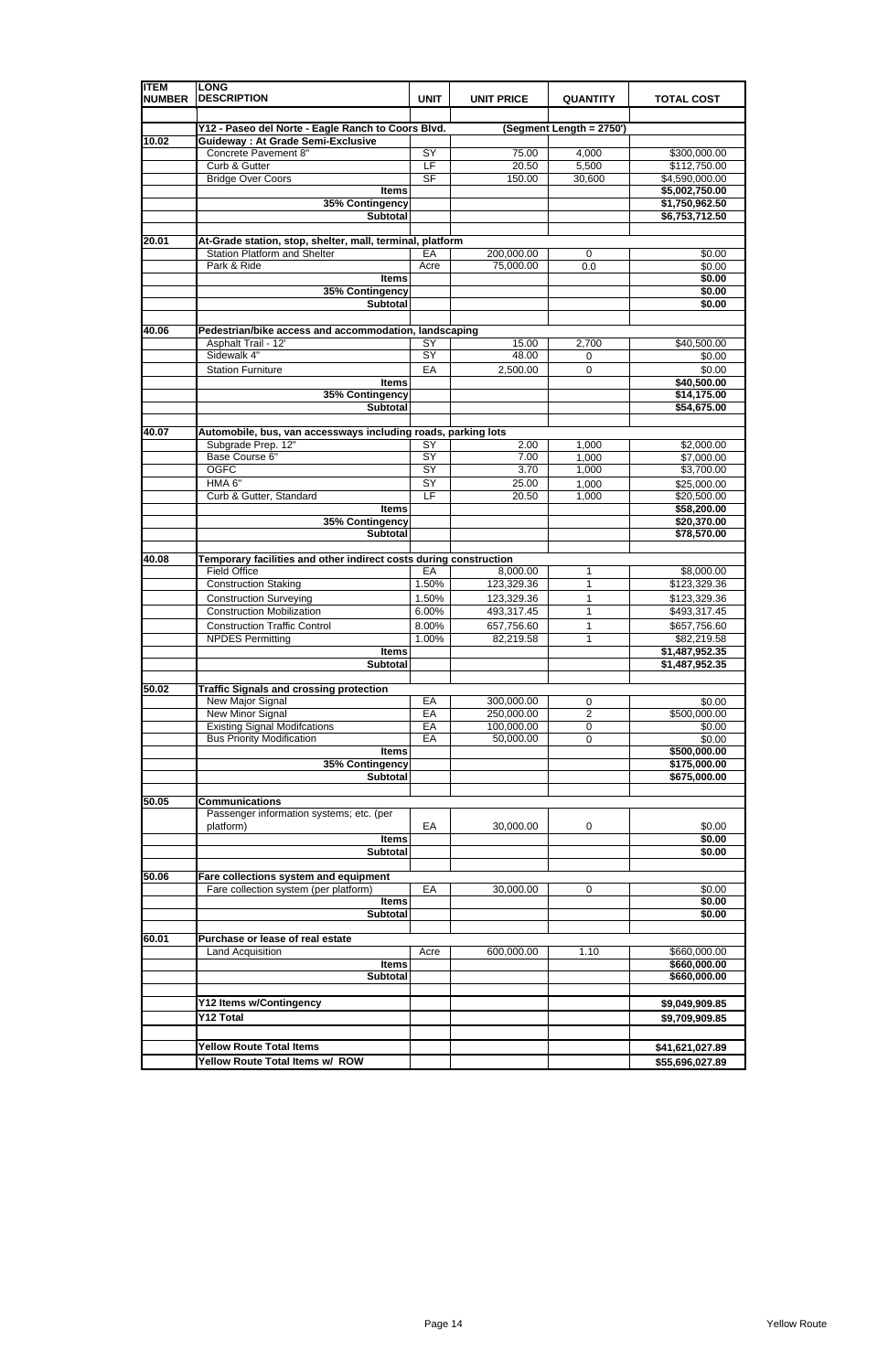| ITEM NUMBER | LONG DESCRIPTION | UNIT | UNIT PRICE | QUANTITY | TOTAL COST |
|---|---|---|---|---|---|
| | **Y12 - Paseo del Norte - Eagle Ranch to Coors Blvd.** | | | **(Segment Length = 2750')** | |
| **10.02** | **Guideway : At Grade Semi-Exclusive** | | | | |
| | Concrete Pavement 8" | SY | 75.00 | 4,000 | $300,000.00 |
| | Curb & Gutter | LF | 20.50 | 5,500 | $112,750.00 |
| | Bridge Over Coors | SF | 150.00 | 30,600 | $4,590,000.00 |
| | **Items** | | | | **$5,002,750.00** |
| | **35% Contingency** | | | | **$1,750,962.50** |
| | **Subtotal** | | | | **$6,753,712.50** |
| | | | | | |
| **20.01** | **At-Grade station, stop, shelter, mall, terminal, platform** | | | | |
| | Station Platform and Shelter | EA | 200,000.00 | 0 | $0.00 |
| | Park & Ride | Acre | 75,000.00 | 0.0 | $0.00 |
| | **Items** | | | | **$0.00** |
| | **35% Contingency** | | | | **$0.00** |
| | **Subtotal** | | | | **$0.00** |
| | | | | | |
| **40.06** | **Pedestrian/bike access and accommodation, landscaping** | | | | |
| | Asphalt Trail - 12' | SY | 15.00 | 2,700 | $40,500.00 |
| | Sidewalk 4" | SY | 48.00 | 0 | $0.00 |
| | Station Furniture | EA | 2,500.00 | 0 | $0.00 |
| | **Items** | | | | **$40,500.00** |
| | **35% Contingency** | | | | **$14,175.00** |
| | **Subtotal** | | | | **$54,675.00** |
| | | | | | |
| **40.07** | **Automobile, bus, van accessways including roads, parking lots** | | | | |
| | Subgrade Prep. 12" | SY | 2.00 | 1,000 | $2,000.00 |
| | Base Course 6" | SY | 7.00 | 1,000 | $7,000.00 |
| | OGFC | SY | 3.70 | 1,000 | $3,700.00 |
| | HMA 6" | SY | 25.00 | 1,000 | $25,000.00 |
| | Curb & Gutter, Standard | LF | 20.50 | 1,000 | $20,500.00 |
| | **Items** | | | | **$58,200.00** |
| | **35% Contingency** | | | | **$20,370.00** |
| | **Subtotal** | | | | **$78,570.00** |
| | | | | | |
| **40.08** | **Temporary facilities and other indirect costs during construction** | | | | |
| | Field Office | EA | 8,000.00 | 1 | $8,000.00 |
| | Construction Staking | 1.50% | 123,329.36 | 1 | $123,329.36 |
| | Construction Surveying | 1.50% | 123,329.36 | 1 | $123,329.36 |
| | Construction Mobilization | 6.00% | 493,317.45 | 1 | $493,317.45 |
| | Construction Traffic Control | 8.00% | 657,756.60 | 1 | $657,756.60 |
| | NPDES Permitting | 1.00% | 82,219.58 | 1 | $82,219.58 |
| | **Items** | | | | **$1,487,952.35** |
| | **Subtotal** | | | | **$1,487,952.35** |
| | | | | | |
| **50.02** | **Traffic Signals and crossing protection** | | | | |
| | New Major Signal | EA | 300,000.00 | 0 | $0.00 |
| | New Minor Signal | EA | 250,000.00 | 2 | $500,000.00 |
| | Existing Signal Modifcations | EA | 100,000.00 | 0 | $0.00 |
| | Bus Priority Modification | EA | 50,000.00 | 0 | $0.00 |
| | **Items** | | | | **$500,000.00** |
| | **35% Contingency** | | | | **$175,000.00** |
| | **Subtotal** | | | | **$675,000.00** |
| | | | | | |
| **50.05** | **Communications** | | | | |
| | Passenger information systems; etc. (per platform) | EA | 30,000.00 | 0 | $0.00 |
| | **Items** | | | | **$0.00** |
| | **Subtotal** | | | | **$0.00** |
| | | | | | |
| **50.06** | **Fare collections system and equipment** | | | | |
| | Fare collection system (per platform) | EA | 30,000.00 | 0 | $0.00 |
| | **Items** | | | | **$0.00** |
| | **Subtotal** | | | | **$0.00** |
| | | | | | |
| **60.01** | **Purchase or lease of real estate** | | | | |
| | Land Acquisition | Acre | 600,000.00 | 1.10 | $660,000.00 |
| | **Items** | | | | **$660,000.00** |
| | **Subtotal** | | | | **$660,000.00** |
| | | | | | |
| | **Y12 Items w/Contingency** | | | | **$9,049,909.85** |
| | **Y12 Total** | | | | **$9,709,909.85** |
| | | | | | |
| | **Yellow Route Total Items** | | | | **$41,621,027.89** |
| | **Yellow Route Total Items w/ ROW** | | | | **$55,696,027.89** |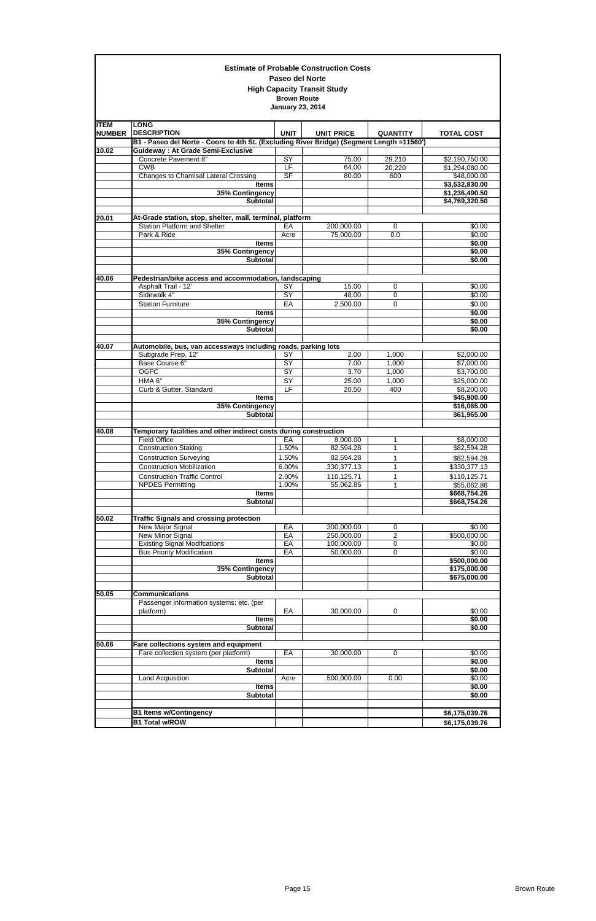**Estimate of Probable Construction Costs**
**Paseo del Norte**
**High Capacity Transit Study**
**Brown Route**
**January 23, 2014**

| ITEM NUMBER | LONG DESCRIPTION | UNIT | UNIT PRICE | QUANTITY | TOTAL COST |
|---|---|---|---|---|---|
| | **B1 - Paseo del Norte - Coors to 4th St. (Excluding River Bridge) (Segment Length =11560')** | | | | |
| **10.02** | **Guideway : At Grade Semi-Exclusive** | | | | |
| | Concrete Pavement 8" | SY | 75.00 | 29,210 | $2,190,750.00 |
| | CWB | LF | 64.00 | 20,220 | $1,294,080.00 |
| | Changes to Chamisal Lateral Crossing | SF | 80.00 | 600 | $48,000.00 |
| | **Items** | | | | **$3,532,830.00** |
| | **35% Contingency** | | | | **$1,236,490.50** |
| | **Subtotal** | | | | **$4,769,320.50** |
| | | | | | |
| **20.01** | **At-Grade station, stop, shelter, mall, terminal, platform** | | | | |
| | Station Platform and Shelter | EA | 200,000.00 | 0 | $0.00 |
| | Park & Ride | Acre | 75,000.00 | 0.0 | $0.00 |
| | **Items** | | | | **$0.00** |
| | **35% Contingency** | | | | **$0.00** |
| | **Subtotal** | | | | **$0.00** |
| | | | | | |
| **40.06** | **Pedestrian/bike access and accommodation, landscaping** | | | | |
| | Asphalt Trail - 12' | SY | 15.00 | 0 | $0.00 |
| | Sidewalk 4" | SY | 48.00 | 0 | $0.00 |
| | Station Furniture | EA | 2,500.00 | 0 | $0.00 |
| | **Items** | | | | **$0.00** |
| | **35% Contingency** | | | | **$0.00** |
| | **Subtotal** | | | | **$0.00** |
| | | | | | |
| **40.07** | **Automobile, bus, van accessways including roads, parking lots** | | | | |
| | Subgrade Prep. 12" | SY | 2.00 | 1,000 | $2,000.00 |
| | Base Course 6" | SY | 7.00 | 1,000 | $7,000.00 |
| | OGFC | SY | 3.70 | 1,000 | $3,700.00 |
| | HMA 6" | SY | 25.00 | 1,000 | $25,000.00 |
| | Curb & Gutter, Standard | LF | 20.50 | 400 | $8,200.00 |
| | **Items** | | | | **$45,900.00** |
| | **35% Contingency** | | | | **$16,065.00** |
| | **Subtotal** | | | | **$61,965.00** |
| | | | | | |
| **40.08** | **Temporary facilities and other indirect costs during construction** | | | | |
| | Field Office | EA | 8,000.00 | 1 | $8,000.00 |
| | Construction Staking | 1.50% | 82,594.28 | 1 | $82,594.28 |
| | Construction Surveying | 1.50% | 82,594.28 | 1 | $82,594.28 |
| | Construction Mobilization | 6.00% | 330,377.13 | 1 | $330,377.13 |
| | Construction Traffic Control | 2.00% | 110,125.71 | 1 | $110,125.71 |
| | NPDES Permitting | 1.00% | 55,062.86 | 1 | $55,062.86 |
| | **Items** | | | | **$668,754.26** |
| | **Subtotal** | | | | **$668,754.26** |
| | | | | | |
| **50.02** | **Traffic Signals and crossing protection** | | | | |
| | New Major Signal | EA | 300,000.00 | 0 | $0.00 |
| | New Minor Signal | EA | 250,000.00 | 2 | $500,000.00 |
| | Existing Signal Modifcations | EA | 100,000.00 | 0 | $0.00 |
| | Bus Priority Modification | EA | 50,000.00 | 0 | $0.00 |
| | **Items** | | | | **$500,000.00** |
| | **35% Contingency** | | | | **$175,000.00** |
| | **Subtotal** | | | | **$675,000.00** |
| | | | | | |
| **50.05** | **Communications** | | | | |
| | Passenger information systems; etc. (per platform) | EA | 30,000.00 | 0 | $0.00 |
| | **Items** | | | | **$0.00** |
| | **Subtotal** | | | | **$0.00** |
| | | | | | |
| **50.06** | **Fare collections system and equipment** | | | | |
| | Fare collection system (per platform) | EA | 30,000.00 | 0 | $0.00 |
| | **Items** | | | | **$0.00** |
| | **Subtotal** | | | | **$0.00** |
| | Land Acquisition | Acre | 500,000.00 | 0.00 | $0.00 |
| | **Items** | | | | **$0.00** |
| | **Subtotal** | | | | **$0.00** |
| | | | | | |
| | **B1 Items w/Contingency** | | | | **$6,175,039.76** |
| | **B1 Total w/ROW** | | | | **$6,175,039.76** |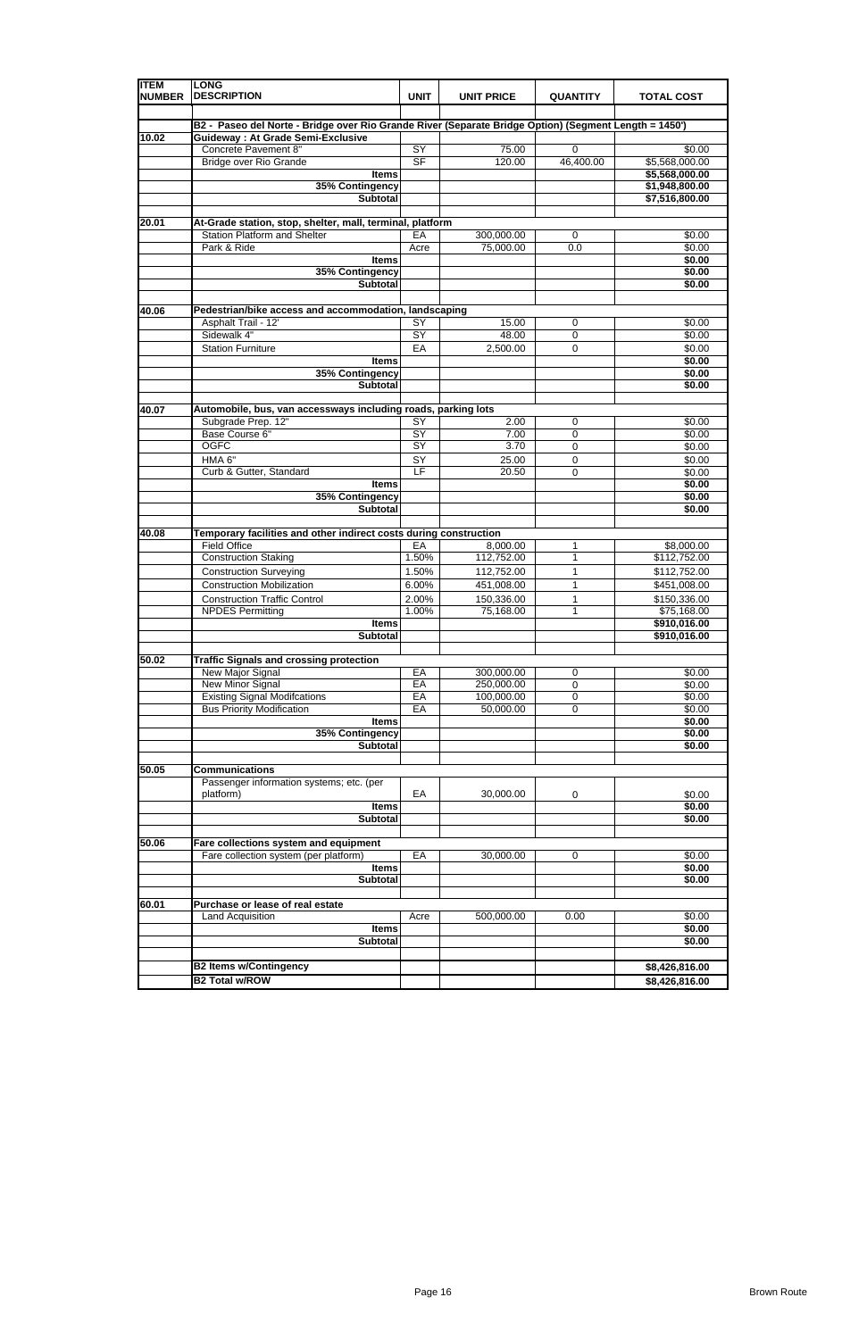| ITEM NUMBER | LONG DESCRIPTION | UNIT | UNIT PRICE | QUANTITY | TOTAL COST |
|---|---|---|---|---|---|
| | **B2 - Paseo del Norte - Bridge over Rio Grande River (Separate Bridge Option) (Segment Length = 1450')** | | | | |
| **10.02** | **Guideway : At Grade Semi-Exclusive** | | | | |
| | Concrete Pavement 8" | SY | 75.00 | 0 | $0.00 |
| | Bridge over Rio Grande | SF | 120.00 | 46,400.00 | $5,568,000.00 |
| | **Items** | | | | **$5,568,000.00** |
| | **35% Contingency** | | | | **$1,948,800.00** |
| | **Subtotal** | | | | **$7,516,800.00** |
| | | | | | |
| **20.01** | **At-Grade station, stop, shelter, mall, terminal, platform** | | | | |
| | Station Platform and Shelter | EA | 300,000.00 | 0 | $0.00 |
| | Park & Ride | Acre | 75,000.00 | 0.0 | $0.00 |
| | **Items** | | | | **$0.00** |
| | **35% Contingency** | | | | **$0.00** |
| | **Subtotal** | | | | **$0.00** |
| | | | | | |
| **40.06** | **Pedestrian/bike access and accommodation, landscaping** | | | | |
| | Asphalt Trail - 12' | SY | 15.00 | 0 | $0.00 |
| | Sidewalk 4" | SY | 48.00 | 0 | $0.00 |
| | Station Furniture | EA | 2,500.00 | 0 | $0.00 |
| | **Items** | | | | **$0.00** |
| | **35% Contingency** | | | | **$0.00** |
| | **Subtotal** | | | | **$0.00** |
| | | | | | |
| **40.07** | **Automobile, bus, van accessways including roads, parking lots** | | | | |
| | Subgrade Prep. 12" | SY | 2.00 | 0 | $0.00 |
| | Base Course 6" | SY | 7.00 | 0 | $0.00 |
| | OGFC | SY | 3.70 | 0 | $0.00 |
| | HMA 6" | SY | 25.00 | 0 | $0.00 |
| | Curb & Gutter, Standard | LF | 20.50 | 0 | $0.00 |
| | **Items** | | | | **$0.00** |
| | **35% Contingency** | | | | **$0.00** |
| | **Subtotal** | | | | **$0.00** |
| | | | | | |
| **40.08** | **Temporary facilities and other indirect costs during construction** | | | | |
| | Field Office | EA | 8,000.00 | 1 | $8,000.00 |
| | Construction Staking | 1.50% | 112,752.00 | 1 | $112,752.00 |
| | Construction Surveying | 1.50% | 112,752.00 | 1 | $112,752.00 |
| | Construction Mobilization | 6.00% | 451,008.00 | 1 | $451,008.00 |
| | Construction Traffic Control | 2.00% | 150,336.00 | 1 | $150,336.00 |
| | NPDES Permitting | 1.00% | 75,168.00 | 1 | $75,168.00 |
| | **Items** | | | | **$910,016.00** |
| | **Subtotal** | | | | **$910,016.00** |
| | | | | | |
| **50.02** | **Traffic Signals and crossing protection** | | | | |
| | New Major Signal | EA | 300,000.00 | 0 | $0.00 |
| | New Minor Signal | EA | 250,000.00 | 0 | $0.00 |
| | Existing Signal Modifcations | EA | 100,000.00 | 0 | $0.00 |
| | Bus Priority Modification | EA | 50,000.00 | 0 | $0.00 |
| | **Items** | | | | **$0.00** |
| | **35% Contingency** | | | | **$0.00** |
| | **Subtotal** | | | | **$0.00** |
| | | | | | |
| **50.05** | **Communications** | | | | |
| | Passenger information systems; etc. (per platform) | EA | 30,000.00 | 0 | $0.00 |
| | **Items** | | | | **$0.00** |
| | **Subtotal** | | | | **$0.00** |
| | | | | | |
| **50.06** | **Fare collections system and equipment** | | | | |
| | Fare collection system (per platform) | EA | 30,000.00 | 0 | $0.00 |
| | **Items** | | | | **$0.00** |
| | **Subtotal** | | | | **$0.00** |
| | | | | | |
| **60.01** | **Purchase or lease of real estate** | | | | |
| | Land Acquisition | Acre | 500,000.00 | 0.00 | $0.00 |
| | **Items** | | | | **$0.00** |
| | **Subtotal** | | | | **$0.00** |
| | | | | | |
| | **B2 Items w/Contingency** | | | | **$8,426,816.00** |
| | **B2 Total w/ROW** | | | | **$8,426,816.00** |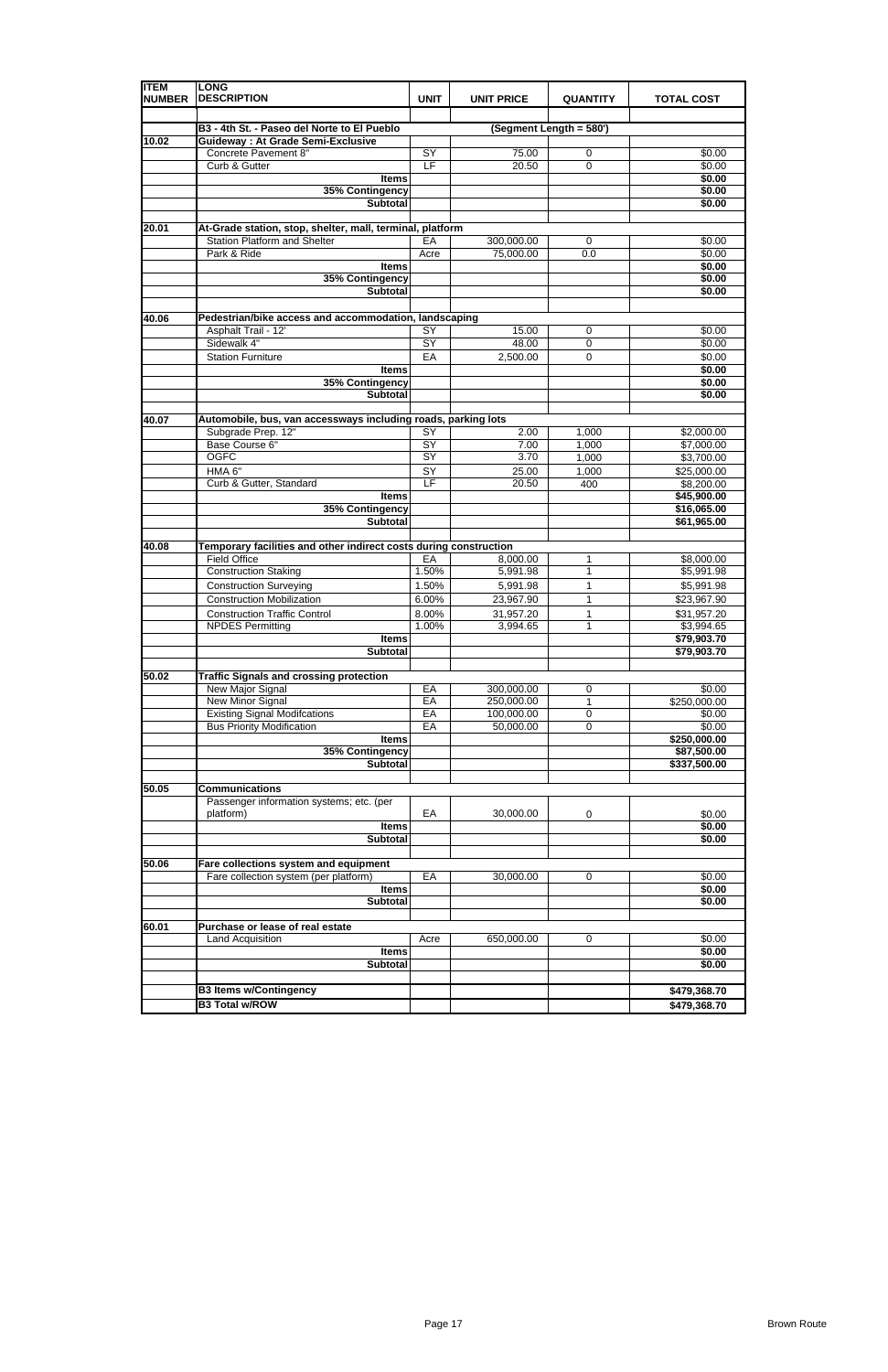| ITEM NUMBER | LONG DESCRIPTION | UNIT | UNIT PRICE | QUANTITY | TOTAL COST |
|---|---|---|---|---|---|
| | **B3 - 4th St. - Paseo del Norte to El Pueblo** | | **(Segment Length = 580')** | | |
| **10.02** | **Guideway : At Grade Semi-Exclusive** | | | | |
| | Concrete Pavement 8" | SY | 75.00 | 0 | $0.00 |
| | Curb & Gutter | LF | 20.50 | 0 | $0.00 |
| | **Items** | | | | **$0.00** |
| | **35% Contingency** | | | | **$0.00** |
| | **Subtotal** | | | | **$0.00** |
| **20.01** | **At-Grade station, stop, shelter, mall, terminal, platform** | | | | |
| | Station Platform and Shelter | EA | 300,000.00 | 0 | $0.00 |
| | Park & Ride | Acre | 75,000.00 | 0.0 | $0.00 |
| | **Items** | | | | **$0.00** |
| | **35% Contingency** | | | | **$0.00** |
| | **Subtotal** | | | | **$0.00** |
| **40.06** | **Pedestrian/bike access and accommodation, landscaping** | | | | |
| | Asphalt Trail - 12' | SY | 15.00 | 0 | $0.00 |
| | Sidewalk 4" | SY | 48.00 | 0 | $0.00 |
| | Station Furniture | EA | 2,500.00 | 0 | $0.00 |
| | **Items** | | | | **$0.00** |
| | **35% Contingency** | | | | **$0.00** |
| | **Subtotal** | | | | **$0.00** |
| **40.07** | **Automobile, bus, van accessways including roads, parking lots** | | | | |
| | Subgrade Prep. 12" | SY | 2.00 | 1,000 | $2,000.00 |
| | Base Course 6" | SY | 7.00 | 1,000 | $7,000.00 |
| | OGFC | SY | 3.70 | 1,000 | $3,700.00 |
| | HMA 6" | SY | 25.00 | 1,000 | $25,000.00 |
| | Curb & Gutter, Standard | LF | 20.50 | 400 | $8,200.00 |
| | **Items** | | | | **$45,900.00** |
| | **35% Contingency** | | | | **$16,065.00** |
| | **Subtotal** | | | | **$61,965.00** |
| **40.08** | **Temporary facilities and other indirect costs during construction** | | | | |
| | Field Office | EA | 8,000.00 | 1 | $8,000.00 |
| | Construction Staking | 1.50% | 5,991.98 | 1 | $5,991.98 |
| | Construction Surveying | 1.50% | 5,991.98 | 1 | $5,991.98 |
| | Construction Mobilization | 6.00% | 23,967.90 | 1 | $23,967.90 |
| | Construction Traffic Control | 8.00% | 31,957.20 | 1 | $31,957.20 |
| | NPDES Permitting | 1.00% | 3,994.65 | 1 | $3,994.65 |
| | **Items** | | | | **$79,903.70** |
| | **Subtotal** | | | | **$79,903.70** |
| **50.02** | **Traffic Signals and crossing protection** | | | | |
| | New Major Signal | EA | 300,000.00 | 0 | $0.00 |
| | New Minor Signal | EA | 250,000.00 | 1 | $250,000.00 |
| | Existing Signal Modifcations | EA | 100,000.00 | 0 | $0.00 |
| | Bus Priority Modification | EA | 50,000.00 | 0 | $0.00 |
| | **Items** | | | | **$250,000.00** |
| | **35% Contingency** | | | | **$87,500.00** |
| | **Subtotal** | | | | **$337,500.00** |
| **50.05** | **Communications** | | | | |
| | Passenger information systems; etc. (per platform) | EA | 30,000.00 | 0 | $0.00 |
| | **Items** | | | | **$0.00** |
| | **Subtotal** | | | | **$0.00** |
| **50.06** | **Fare collections system and equipment** | | | | |
| | Fare collection system (per platform) | EA | 30,000.00 | 0 | $0.00 |
| | **Items** | | | | **$0.00** |
| | **Subtotal** | | | | **$0.00** |
| **60.01** | **Purchase or lease of real estate** | | | | |
| | Land Acquisition | Acre | 650,000.00 | 0 | $0.00 |
| | **Items** | | | | **$0.00** |
| | **Subtotal** | | | | **$0.00** |
| | **B3 Items w/Contingency** | | | | **$479,368.70** |
| | **B3 Total w/ROW** | | | | **$479,368.70** |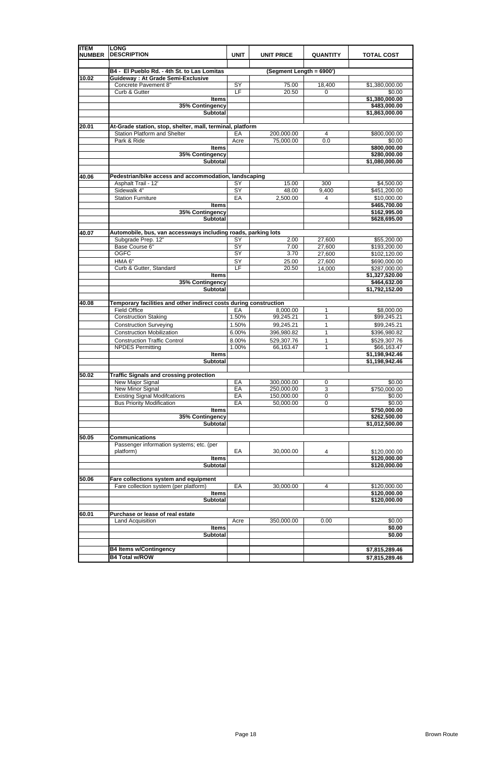| ITEM NUMBER | LONG DESCRIPTION | UNIT | UNIT PRICE | QUANTITY | TOTAL COST |
|---|---|---|---|---|---|
| | **B4 - El Pueblo Rd. - 4th St. to Las Lomitas** | | **(Segment Length = 6900')** | | |
| **10.02** | **Guideway : At Grade Semi-Exclusive** | | | | |
| | Concrete Pavement 8" | SY | 75.00 | 18,400 | $1,380,000.00 |
| | Curb & Gutter | LF | 20.50 | 0 | $0.00 |
| | **Items** | | | | **$1,380,000.00** |
| | **35% Contingency** | | | | **$483,000.00** |
| | **Subtotal** | | | | **$1,863,000.00** |
| | | | | | |
| **20.01** | **At-Grade station, stop, shelter, mall, terminal, platform** | | | | |
| | Station Platform and Shelter | EA | 200,000.00 | 4 | $800,000.00 |
| | Park & Ride | Acre | 75,000.00 | 0.0 | $0.00 |
| | **Items** | | | | **$800,000.00** |
| | **35% Contingency** | | | | **$280,000.00** |
| | **Subtotal** | | | | **$1,080,000.00** |
| | | | | | |
| **40.06** | **Pedestrian/bike access and accommodation, landscaping** | | | | |
| | Asphalt Trail - 12' | SY | 15.00 | 300 | $4,500.00 |
| | Sidewalk 4" | SY | 48.00 | 9,400 | $451,200.00 |
| | Station Furniture | EA | 2,500.00 | 4 | $10,000.00 |
| | **Items** | | | | **$465,700.00** |
| | **35% Contingency** | | | | **$162,995.00** |
| | **Subtotal** | | | | **$628,695.00** |
| | | | | | |
| **40.07** | **Automobile, bus, van accessways including roads, parking lots** | | | | |
| | Subgrade Prep. 12" | SY | 2.00 | 27,600 | $55,200.00 |
| | Base Course 6" | SY | 7.00 | 27,600 | $193,200.00 |
| | OGFC | SY | 3.70 | 27,600 | $102,120.00 |
| | HMA 6" | SY | 25.00 | 27,600 | $690,000.00 |
| | Curb & Gutter, Standard | LF | 20.50 | 14,000 | $287,000.00 |
| | **Items** | | | | **$1,327,520.00** |
| | **35% Contingency** | | | | **$464,632.00** |
| | **Subtotal** | | | | **$1,792,152.00** |
| | | | | | |
| **40.08** | **Temporary facilities and other indirect costs during construction** | | | | |
| | Field Office | EA | 8,000.00 | 1 | $8,000.00 |
| | Construction Staking | 1.50% | 99,245.21 | 1 | $99,245.21 |
| | Construction Surveying | 1.50% | 99,245.21 | 1 | $99,245.21 |
| | Construction Mobilization | 6.00% | 396,980.82 | 1 | $396,980.82 |
| | Construction Traffic Control | 8.00% | 529,307.76 | 1 | $529,307.76 |
| | NPDES Permitting | 1.00% | 66,163.47 | 1 | $66,163.47 |
| | **Items** | | | | **$1,198,942.46** |
| | **Subtotal** | | | | **$1,198,942.46** |
| | | | | | |
| **50.02** | **Traffic Signals and crossing protection** | | | | |
| | New Major Signal | EA | 300,000.00 | 0 | $0.00 |
| | New Minor Signal | EA | 250,000.00 | 3 | $750,000.00 |
| | Existing Signal Modifcations | EA | 150,000.00 | 0 | $0.00 |
| | Bus Priority Modification | EA | 50,000.00 | 0 | $0.00 |
| | **Items** | | | | **$750,000.00** |
| | **35% Contingency** | | | | **$262,500.00** |
| | **Subtotal** | | | | **$1,012,500.00** |
| | | | | | |
| **50.05** | **Communications** | | | | |
| | Passenger information systems; etc. (per platform) | EA | 30,000.00 | 4 | $120,000.00 |
| | **Items** | | | | **$120,000.00** |
| | **Subtotal** | | | | **$120,000.00** |
| | | | | | |
| **50.06** | **Fare collections system and equipment** | | | | |
| | Fare collection system (per platform) | EA | 30,000.00 | 4 | $120,000.00 |
| | **Items** | | | | **$120,000.00** |
| | **Subtotal** | | | | **$120,000.00** |
| | | | | | |
| **60.01** | **Purchase or lease of real estate** | | | | |
| | Land Acquisition | Acre | 350,000.00 | 0.00 | $0.00 |
| | **Items** | | | | **$0.00** |
| | **Subtotal** | | | | **$0.00** |
| | | | | | |
| | **B4 Items w/Contingency** | | | | **$7,815,289.46** |
| | **B4 Total w/ROW** | | | | **$7,815,289.46** |

Brown Route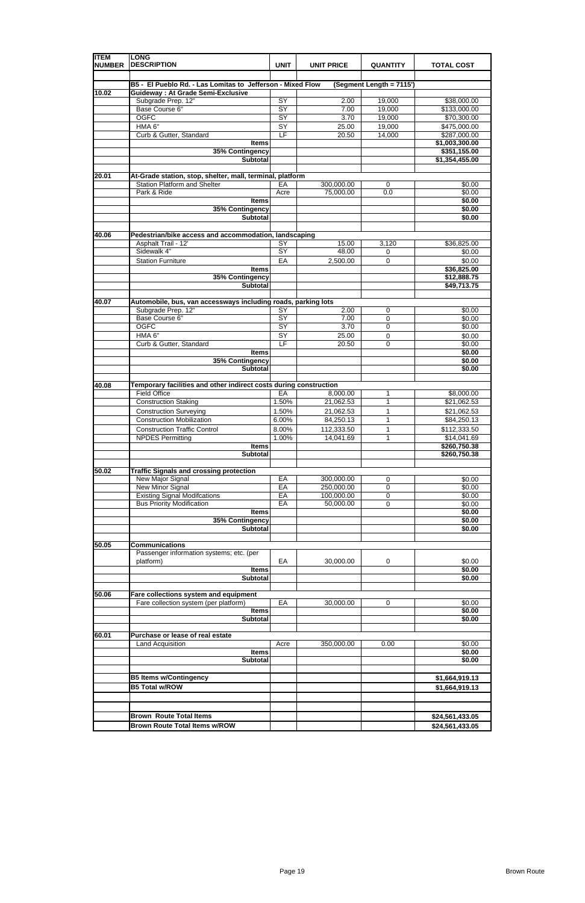| ITEM NUMBER | LONG DESCRIPTION | UNIT | UNIT PRICE | QUANTITY | TOTAL COST |
|---|---|---|---|---|---|
| | **B5 - El Pueblo Rd. - Las Lomitas to Jefferson - Mixed Flow** | | | **(Segment Length = 7115')** | |
| **10.02** | **Guideway : At Grade Semi-Exclusive** | | | | |
| | Subgrade Prep. 12" | SY | 2.00 | 19,000 | $38,000.00 |
| | Base Course 6" | SY | 7.00 | 19,000 | $133,000.00 |
| | OGFC | SY | 3.70 | 19,000 | $70,300.00 |
| | HMA 6" | SY | 25.00 | 19,000 | $475,000.00 |
| | Curb & Gutter, Standard | LF | 20.50 | 14,000 | $287,000.00 |
| | **Items** | | | | **$1,003,300.00** |
| | **35% Contingency** | | | | **$351,155.00** |
| | **Subtotal** | | | | **$1,354,455.00** |
| **20.01** | **At-Grade station, stop, shelter, mall, terminal, platform** | | | | |
| | Station Platform and Shelter | EA | 300,000.00 | 0 | $0.00 |
| | Park & Ride | Acre | 75,000.00 | 0.0 | $0.00 |
| | **Items** | | | | **$0.00** |
| | **35% Contingency** | | | | **$0.00** |
| | **Subtotal** | | | | **$0.00** |
| **40.06** | **Pedestrian/bike access and accommodation, landscaping** | | | | |
| | Asphalt Trail - 12' | SY | 15.00 | 3,120 | $36,825.00 |
| | Sidewalk 4" | SY | 48.00 | 0 | $0.00 |
| | Station Furniture | EA | 2,500.00 | 0 | $0.00 |
| | **Items** | | | | **$36,825.00** |
| | **35% Contingency** | | | | **$12,888.75** |
| | **Subtotal** | | | | **$49,713.75** |
| **40.07** | **Automobile, bus, van accessways including roads, parking lots** | | | | |
| | Subgrade Prep. 12" | SY | 2.00 | 0 | $0.00 |
| | Base Course 6" | SY | 7.00 | 0 | $0.00 |
| | OGFC | SY | 3.70 | 0 | $0.00 |
| | HMA 6" | SY | 25.00 | 0 | $0.00 |
| | Curb & Gutter, Standard | LF | 20.50 | 0 | $0.00 |
| | **Items** | | | | **$0.00** |
| | **35% Contingency** | | | | **$0.00** |
| | **Subtotal** | | | | **$0.00** |
| **40.08** | **Temporary facilities and other indirect costs during construction** | | | | |
| | Field Office | EA | 8,000.00 | 1 | $8,000.00 |
| | Construction Staking | 1.50% | 21,062.53 | 1 | $21,062.53 |
| | Construction Surveying | 1.50% | 21,062.53 | 1 | $21,062.53 |
| | Construction Mobilization | 6.00% | 84,250.13 | 1 | $84,250.13 |
| | Construction Traffic Control | 8.00% | 112,333.50 | 1 | $112,333.50 |
| | NPDES Permitting | 1.00% | 14,041.69 | 1 | $14,041.69 |
| | **Items** | | | | **$260,750.38** |
| | **Subtotal** | | | | **$260,750.38** |
| **50.02** | **Traffic Signals and crossing protection** | | | | |
| | New Major Signal | EA | 300,000.00 | 0 | $0.00 |
| | New Minor Signal | EA | 250,000.00 | 0 | $0.00 |
| | Existing Signal Modifcations | EA | 100,000.00 | 0 | $0.00 |
| | Bus Priority Modification | EA | 50,000.00 | 0 | $0.00 |
| | **Items** | | | | **$0.00** |
| | **35% Contingency** | | | | **$0.00** |
| | **Subtotal** | | | | **$0.00** |
| **50.05** | **Communications** | | | | |
| | Passenger information systems; etc. (per platform) | EA | 30,000.00 | 0 | $0.00 |
| | **Items** | | | | **$0.00** |
| | **Subtotal** | | | | **$0.00** |
| **50.06** | **Fare collections system and equipment** | | | | |
| | Fare collection system (per platform) | EA | 30,000.00 | 0 | $0.00 |
| | **Items** | | | | **$0.00** |
| | **Subtotal** | | | | **$0.00** |
| **60.01** | **Purchase or lease of real estate** | | | | |
| | Land Acquisition | Acre | 350,000.00 | 0.00 | $0.00 |
| | **Items** | | | | **$0.00** |
| | **Subtotal** | | | | **$0.00** |
| | **B5 Items w/Contingency** | | | | **$1,664,919.13** |
| | **B5 Total w/ROW** | | | | **$1,664,919.13** |
| | **Brown Route Total Items** | | | | **$24,561,433.05** |
| | **Brown Route Total Items w/ROW** | | | | **$24,561,433.05** |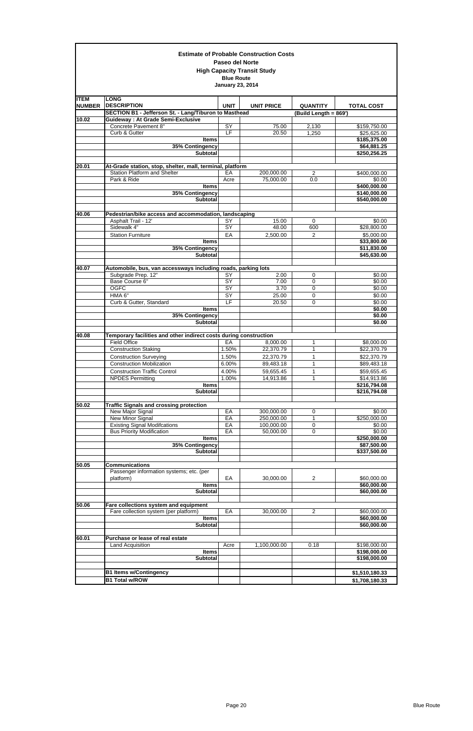**Estimate of Probable Construction Costs**
**Paseo del Norte**
**High Capacity Transit Study**
**Blue Route**
**January 23, 2014**

| ITEM NUMBER | LONG DESCRIPTION | UNIT | UNIT PRICE | QUANTITY | TOTAL COST |
|---|---|---|---|---|---|
| | **SECTION B1 - Jefferson St. - Lang/Tiburon to Masthead** | | | **(Build Length = 869')** | |
| **10.02** | **Guideway : At Grade Semi-Exclusive** | | | | |
| | Concrete Pavement 8" | SY | 75.00 | 2,130 | $159,750.00 |
| | Curb & Gutter | LF | 20.50 | 1,250 | $25,625.00 |
| | **Items** | | | | **$185,375.00** |
| | **35% Contingency** | | | | **$64,881.25** |
| | **Subtotal** | | | | **$250,256.25** |
| | | | | | |
| **20.01** | **At-Grade station, stop, shelter, mall, terminal, platform** | | | | |
| | Station Platform and Shelter | EA | 200,000.00 | 2 | $400,000.00 |
| | Park & Ride | Acre | 75,000.00 | 0.0 | $0.00 |
| | **Items** | | | | **$400,000.00** |
| | **35% Contingency** | | | | **$140,000.00** |
| | **Subtotal** | | | | **$540,000.00** |
| | | | | | |
| **40.06** | **Pedestrian/bike access and accommodation, landscaping** | | | | |
| | Asphalt Trail - 12' | SY | 15.00 | 0 | $0.00 |
| | Sidewalk 4" | SY | 48.00 | 600 | $28,800.00 |
| | Station Furniture | EA | 2,500.00 | 2 | $5,000.00 |
| | **Items** | | | | **$33,800.00** |
| | **35% Contingency** | | | | **$11,830.00** |
| | **Subtotal** | | | | **$45,630.00** |
| | | | | | |
| **40.07** | **Automobile, bus, van accessways including roads, parking lots** | | | | |
| | Subgrade Prep. 12" | SY | 2.00 | 0 | $0.00 |
| | Base Course 6" | SY | 7.00 | 0 | $0.00 |
| | OGFC | SY | 3.70 | 0 | $0.00 |
| | HMA 6" | SY | 25.00 | 0 | $0.00 |
| | Curb & Gutter, Standard | LF | 20.50 | 0 | $0.00 |
| | **Items** | | | | **$0.00** |
| | **35% Contingency** | | | | **$0.00** |
| | **Subtotal** | | | | **$0.00** |
| | | | | | |
| **40.08** | **Temporary facilities and other indirect costs during construction** | | | | |
| | Field Office | EA | 8,000.00 | 1 | $8,000.00 |
| | Construction Staking | 1.50% | 22,370.79 | 1 | $22,370.79 |
| | Construction Surveying | 1.50% | 22,370.79 | 1 | $22,370.79 |
| | Construction Mobilization | 6.00% | 89,483.18 | 1 | $89,483.18 |
| | Construction Traffic Control | 4.00% | 59,655.45 | 1 | $59,655.45 |
| | NPDES Permitting | 1.00% | 14,913.86 | 1 | $14,913.86 |
| | **Items** | | | | **$216,794.08** |
| | **Subtotal** | | | | **$216,794.08** |
| | | | | | |
| **50.02** | **Traffic Signals and crossing protection** | | | | |
| | New Major Signal | EA | 300,000.00 | 0 | $0.00 |
| | New Minor Signal | EA | 250,000.00 | 1 | $250,000.00 |
| | Existing Signal Modifcations | EA | 100,000.00 | 0 | $0.00 |
| | Bus Priority Modification | EA | 50,000.00 | 0 | $0.00 |
| | **Items** | | | | **$250,000.00** |
| | **35% Contingency** | | | | **$87,500.00** |
| | **Subtotal** | | | | **$337,500.00** |
| | | | | | |
| **50.05** | **Communications** | | | | |
| | Passenger information systems; etc. (per platform) | EA | 30,000.00 | 2 | $60,000.00 |
| | **Items** | | | | **$60,000.00** |
| | **Subtotal** | | | | **$60,000.00** |
| | | | | | |
| **50.06** | **Fare collections system and equipment** | | | | |
| | Fare collection system (per platform) | EA | 30,000.00 | 2 | $60,000.00 |
| | **Items** | | | | **$60,000.00** |
| | **Subtotal** | | | | **$60,000.00** |
| | | | | | |
| **60.01** | **Purchase or lease of real estate** | | | | |
| | Land Acquisition | Acre | 1,100,000.00 | 0.18 | $198,000.00 |
| | **Items** | | | | **$198,000.00** |
| | **Subtotal** | | | | **$198,000.00** |
| | | | | | |
| | **B1 Items w/Contingency** | | | | **$1,510,180.33** |
| | **B1 Total w/ROW** | | | | **$1,708,180.33** |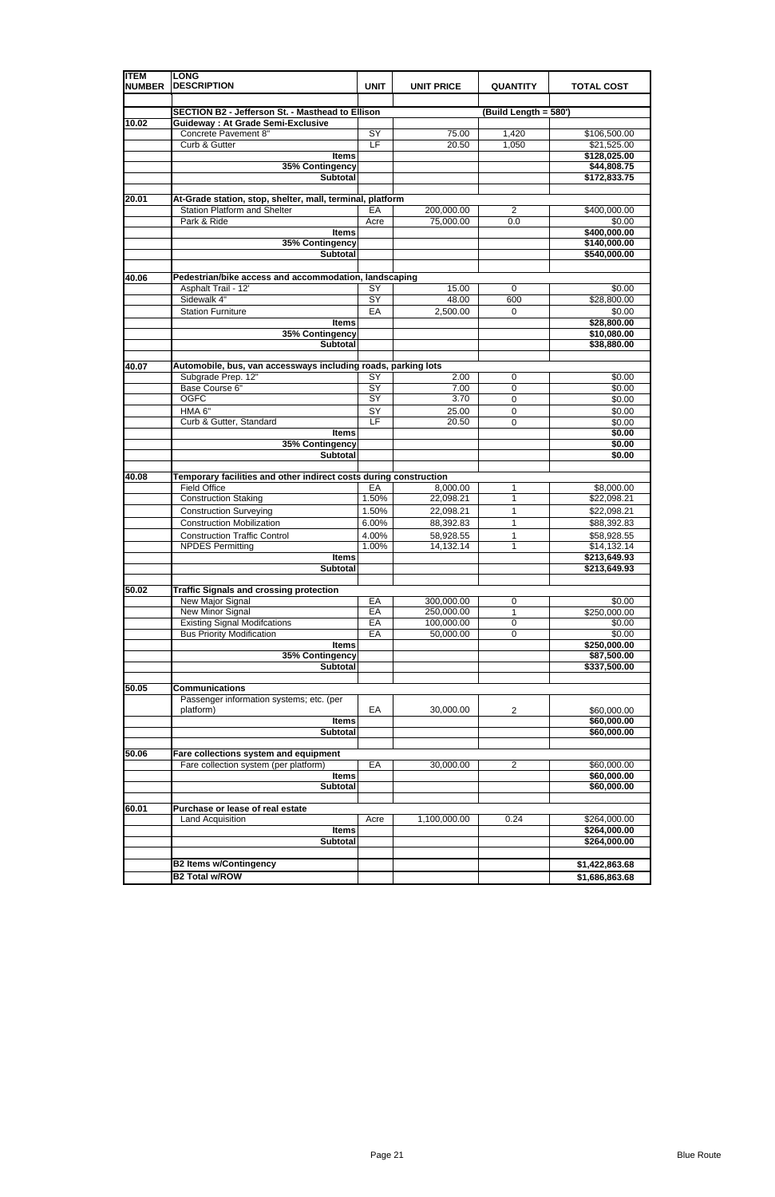| ITEM NUMBER | LONG DESCRIPTION | UNIT | UNIT PRICE | QUANTITY | TOTAL COST |
|---|---|---|---|---|---|
| | **SECTION B2 - Jefferson St. - Masthead to Ellison** | | | **(Build Length = 580')** | |
| **10.02** | **Guideway : At Grade Semi-Exclusive** | | | | |
| | Concrete Pavement 8" | SY | 75.00 | 1,420 | $106,500.00 |
| | Curb & Gutter | LF | 20.50 | 1,050 | $21,525.00 |
| | **Items** | | | | **$128,025.00** |
| | **35% Contingency** | | | | **$44,808.75** |
| | **Subtotal** | | | | **$172,833.75** |
| **20.01** | **At-Grade station, stop, shelter, mall, terminal, platform** | | | | |
| | Station Platform and Shelter | EA | 200,000.00 | 2 | $400,000.00 |
| | Park & Ride | Acre | 75,000.00 | 0.0 | $0.00 |
| | **Items** | | | | **$400,000.00** |
| | **35% Contingency** | | | | **$140,000.00** |
| | **Subtotal** | | | | **$540,000.00** |
| **40.06** | **Pedestrian/bike access and accommodation, landscaping** | | | | |
| | Asphalt Trail - 12' | SY | 15.00 | 0 | $0.00 |
| | Sidewalk 4" | SY | 48.00 | 600 | $28,800.00 |
| | Station Furniture | EA | 2,500.00 | 0 | $0.00 |
| | **Items** | | | | **$28,800.00** |
| | **35% Contingency** | | | | **$10,080.00** |
| | **Subtotal** | | | | **$38,880.00** |
| **40.07** | **Automobile, bus, van accessways including roads, parking lots** | | | | |
| | Subgrade Prep. 12" | SY | 2.00 | 0 | $0.00 |
| | Base Course 6" | SY | 7.00 | 0 | $0.00 |
| | OGFC | SY | 3.70 | 0 | $0.00 |
| | HMA 6" | SY | 25.00 | 0 | $0.00 |
| | Curb & Gutter, Standard | LF | 20.50 | 0 | $0.00 |
| | **Items** | | | | **$0.00** |
| | **35% Contingency** | | | | **$0.00** |
| | **Subtotal** | | | | **$0.00** |
| **40.08** | **Temporary facilities and other indirect costs during construction** | | | | |
| | Field Office | EA | 8,000.00 | 1 | $8,000.00 |
| | Construction Staking | 1.50% | 22,098.21 | 1 | $22,098.21 |
| | Construction Surveying | 1.50% | 22,098.21 | 1 | $22,098.21 |
| | Construction Mobilization | 6.00% | 88,392.83 | 1 | $88,392.83 |
| | Construction Traffic Control | 4.00% | 58,928.55 | 1 | $58,928.55 |
| | NPDES Permitting | 1.00% | 14,132.14 | 1 | $14,132.14 |
| | **Items** | | | | **$213,649.93** |
| | **Subtotal** | | | | **$213,649.93** |
| **50.02** | **Traffic Signals and crossing protection** | | | | |
| | New Major Signal | EA | 300,000.00 | 0 | $0.00 |
| | New Minor Signal | EA | 250,000.00 | 1 | $250,000.00 |
| | Existing Signal Modifcations | EA | 100,000.00 | 0 | $0.00 |
| | Bus Priority Modification | EA | 50,000.00 | 0 | $0.00 |
| | **Items** | | | | **$250,000.00** |
| | **35% Contingency** | | | | **$87,500.00** |
| | **Subtotal** | | | | **$337,500.00** |
| **50.05** | **Communications** | | | | |
| | Passenger information systems; etc. (per platform) | EA | 30,000.00 | 2 | $60,000.00 |
| | **Items** | | | | **$60,000.00** |
| | **Subtotal** | | | | **$60,000.00** |
| **50.06** | **Fare collections system and equipment** | | | | |
| | Fare collection system (per platform) | EA | 30,000.00 | 2 | $60,000.00 |
| | **Items** | | | | **$60,000.00** |
| | **Subtotal** | | | | **$60,000.00** |
| **60.01** | **Purchase or lease of real estate** | | | | |
| | Land Acquisition | Acre | 1,100,000.00 | 0.24 | $264,000.00 |
| | **Items** | | | | **$264,000.00** |
| | **Subtotal** | | | | **$264,000.00** |
| | **B2 Items w/Contingency** | | | | **$1,422,863.68** |
| | **B2 Total w/ROW** | | | | **$1,686,863.68** |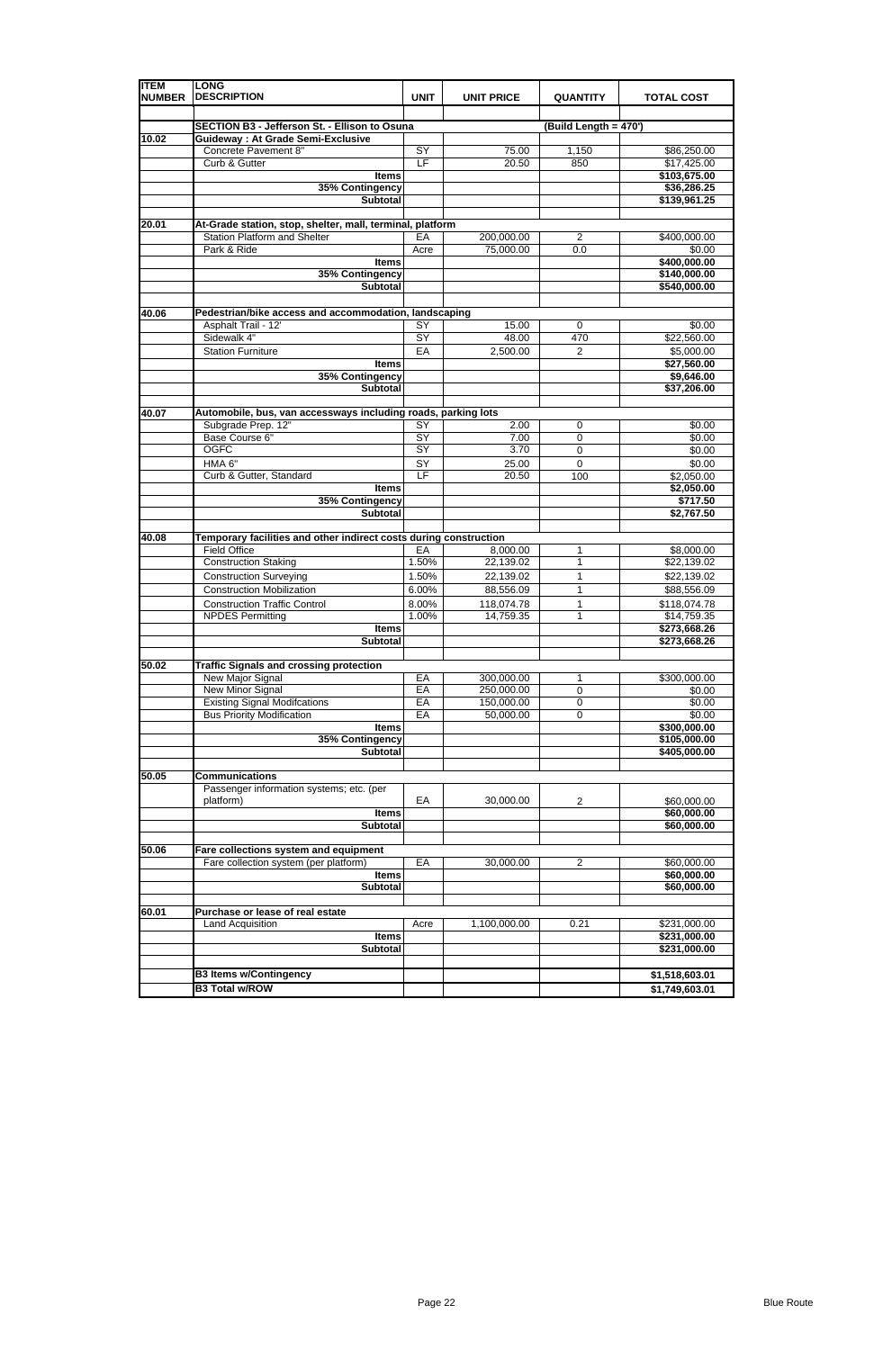| ITEM NUMBER | LONG DESCRIPTION | UNIT | UNIT PRICE | QUANTITY | TOTAL COST |
|---|---|---|---|---|---|
| | **SECTION B3 - Jefferson St. - Ellison to Osuna** | | | **(Build Length = 470')** | |
| **10.02** | **Guideway : At Grade Semi-Exclusive** | | | | |
| | Concrete Pavement 8" | SY | 75.00 | 1,150 | $86,250.00 |
| | Curb & Gutter | LF | 20.50 | 850 | $17,425.00 |
| | **Items** | | | | **$103,675.00** |
| | **35% Contingency** | | | | **$36,286.25** |
| | **Subtotal** | | | | **$139,961.25** |
| **20.01** | **At-Grade station, stop, shelter, mall, terminal, platform** | | | | |
| | Station Platform and Shelter | EA | 200,000.00 | 2 | $400,000.00 |
| | Park & Ride | Acre | 75,000.00 | 0.0 | $0.00 |
| | **Items** | | | | **$400,000.00** |
| | **35% Contingency** | | | | **$140,000.00** |
| | **Subtotal** | | | | **$540,000.00** |
| **40.06** | **Pedestrian/bike access and accommodation, landscaping** | | | | |
| | Asphalt Trail - 12' | SY | 15.00 | 0 | $0.00 |
| | Sidewalk 4" | SY | 48.00 | 470 | $22,560.00 |
| | Station Furniture | EA | 2,500.00 | 2 | $5,000.00 |
| | **Items** | | | | **$27,560.00** |
| | **35% Contingency** | | | | **$9,646.00** |
| | **Subtotal** | | | | **$37,206.00** |
| **40.07** | **Automobile, bus, van accessways including roads, parking lots** | | | | |
| | Subgrade Prep. 12" | SY | 2.00 | 0 | $0.00 |
| | Base Course 6" | SY | 7.00 | 0 | $0.00 |
| | OGFC | SY | 3.70 | 0 | $0.00 |
| | HMA 6" | SY | 25.00 | 0 | $0.00 |
| | Curb & Gutter, Standard | LF | 20.50 | 100 | $2,050.00 |
| | **Items** | | | | **$2,050.00** |
| | **35% Contingency** | | | | **$717.50** |
| | **Subtotal** | | | | **$2,767.50** |
| **40.08** | **Temporary facilities and other indirect costs during construction** | | | | |
| | Field Office | EA | 8,000.00 | 1 | $8,000.00 |
| | Construction Staking | 1.50% | 22,139.02 | 1 | $22,139.02 |
| | Construction Surveying | 1.50% | 22,139.02 | 1 | $22,139.02 |
| | Construction Mobilization | 6.00% | 88,556.09 | 1 | $88,556.09 |
| | Construction Traffic Control | 8.00% | 118,074.78 | 1 | $118,074.78 |
| | NPDES Permitting | 1.00% | 14,759.35 | 1 | $14,759.35 |
| | **Items** | | | | **$273,668.26** |
| | **Subtotal** | | | | **$273,668.26** |
| **50.02** | **Traffic Signals and crossing protection** | | | | |
| | New Major Signal | EA | 300,000.00 | 1 | $300,000.00 |
| | New Minor Signal | EA | 250,000.00 | 0 | $0.00 |
| | Existing Signal Modifcations | EA | 150,000.00 | 0 | $0.00 |
| | Bus Priority Modification | EA | 50,000.00 | 0 | $0.00 |
| | **Items** | | | | **$300,000.00** |
| | **35% Contingency** | | | | **$105,000.00** |
| | **Subtotal** | | | | **$405,000.00** |
| **50.05** | **Communications** | | | | |
| | Passenger information systems; etc. (per platform) | EA | 30,000.00 | 2 | $60,000.00 |
| | **Items** | | | | **$60,000.00** |
| | **Subtotal** | | | | **$60,000.00** |
| **50.06** | **Fare collections system and equipment** | | | | |
| | Fare collection system (per platform) | EA | 30,000.00 | 2 | $60,000.00 |
| | **Items** | | | | **$60,000.00** |
| | **Subtotal** | | | | **$60,000.00** |
| **60.01** | **Purchase or lease of real estate** | | | | |
| | Land Acquisition | Acre | 1,100,000.00 | 0.21 | $231,000.00 |
| | **Items** | | | | **$231,000.00** |
| | **Subtotal** | | | | **$231,000.00** |
| | **B3 Items w/Contingency** | | | | **$1,518,603.01** |
| | **B3 Total w/ROW** | | | | **$1,749,603.01** |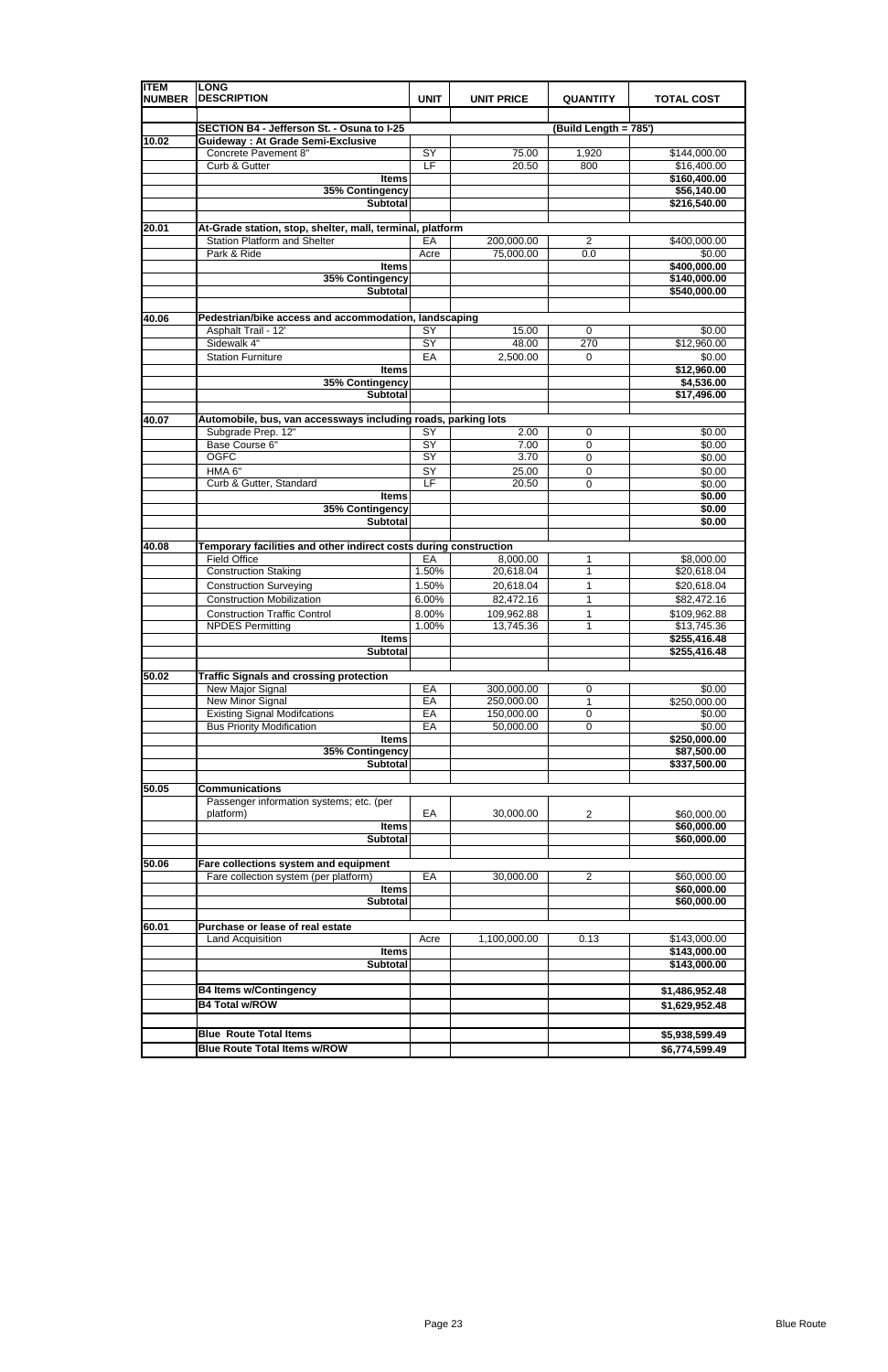| ITEM NUMBER | LONG DESCRIPTION | UNIT | UNIT PRICE | QUANTITY | TOTAL COST |
|---|---|---|---|---|---|
| | **SECTION B4 - Jefferson St. - Osuna to I-25** | | | **(Build Length = 785')** | |
| **10.02** | **Guideway : At Grade Semi-Exclusive** | | | | |
| | Concrete Pavement 8" | SY | 75.00 | 1,920 | $144,000.00 |
| | Curb & Gutter | LF | 20.50 | 800 | $16,400.00 |
| | **Items** | | | | **$160,400.00** |
| | **35% Contingency** | | | | **$56,140.00** |
| | **Subtotal** | | | | **$216,540.00** |
| **20.01** | **At-Grade station, stop, shelter, mall, terminal, platform** | | | | |
| | Station Platform and Shelter | EA | 200,000.00 | 2 | $400,000.00 |
| | Park & Ride | Acre | 75,000.00 | 0.0 | $0.00 |
| | **Items** | | | | **$400,000.00** |
| | **35% Contingency** | | | | **$140,000.00** |
| | **Subtotal** | | | | **$540,000.00** |
| **40.06** | **Pedestrian/bike access and accommodation, landscaping** | | | | |
| | Asphalt Trail - 12' | SY | 15.00 | 0 | $0.00 |
| | Sidewalk 4" | SY | 48.00 | 270 | $12,960.00 |
| | Station Furniture | EA | 2,500.00 | 0 | $0.00 |
| | **Items** | | | | **$12,960.00** |
| | **35% Contingency** | | | | **$4,536.00** |
| | **Subtotal** | | | | **$17,496.00** |
| **40.07** | **Automobile, bus, van accessways including roads, parking lots** | | | | |
| | Subgrade Prep. 12" | SY | 2.00 | 0 | $0.00 |
| | Base Course 6" | SY | 7.00 | 0 | $0.00 |
| | OGFC | SY | 3.70 | 0 | $0.00 |
| | HMA 6" | SY | 25.00 | 0 | $0.00 |
| | Curb & Gutter, Standard | LF | 20.50 | 0 | $0.00 |
| | **Items** | | | | **$0.00** |
| | **35% Contingency** | | | | **$0.00** |
| | **Subtotal** | | | | **$0.00** |
| **40.08** | **Temporary facilities and other indirect costs during construction** | | | | |
| | Field Office | EA | 8,000.00 | 1 | $8,000.00 |
| | Construction Staking | 1.50% | 20,618.04 | 1 | $20,618.04 |
| | Construction Surveying | 1.50% | 20,618.04 | 1 | $20,618.04 |
| | Construction Mobilization | 6.00% | 82,472.16 | 1 | $82,472.16 |
| | Construction Traffic Control | 8.00% | 109,962.88 | 1 | $109,962.88 |
| | NPDES Permitting | 1.00% | 13,745.36 | 1 | $13,745.36 |
| | **Items** | | | | **$255,416.48** |
| | **Subtotal** | | | | **$255,416.48** |
| **50.02** | **Traffic Signals and crossing protection** | | | | |
| | New Major Signal | EA | 300,000.00 | 0 | $0.00 |
| | New Minor Signal | EA | 250,000.00 | 1 | $250,000.00 |
| | Existing Signal Modifcations | EA | 150,000.00 | 0 | $0.00 |
| | Bus Priority Modification | EA | 50,000.00 | 0 | $0.00 |
| | **Items** | | | | **$250,000.00** |
| | **35% Contingency** | | | | **$87,500.00** |
| | **Subtotal** | | | | **$337,500.00** |
| **50.05** | **Communications** | | | | |
| | Passenger information systems; etc. (per platform) | EA | 30,000.00 | 2 | $60,000.00 |
| | **Items** | | | | **$60,000.00** |
| | **Subtotal** | | | | **$60,000.00** |
| **50.06** | **Fare collections system and equipment** | | | | |
| | Fare collection system (per platform) | EA | 30,000.00 | 2 | $60,000.00 |
| | **Items** | | | | **$60,000.00** |
| | **Subtotal** | | | | **$60,000.00** |
| **60.01** | **Purchase or lease of real estate** | | | | |
| | Land Acquisition | Acre | 1,100,000.00 | 0.13 | $143,000.00 |
| | **Items** | | | | **$143,000.00** |
| | **Subtotal** | | | | **$143,000.00** |
| | **B4 Items w/Contingency** | | | | **$1,486,952.48** |
| | **B4 Total w/ROW** | | | | **$1,629,952.48** |
| | **Blue Route Total Items** | | | | **$5,938,599.49** |
| | **Blue Route Total Items w/ROW** | | | | **$6,774,599.49** |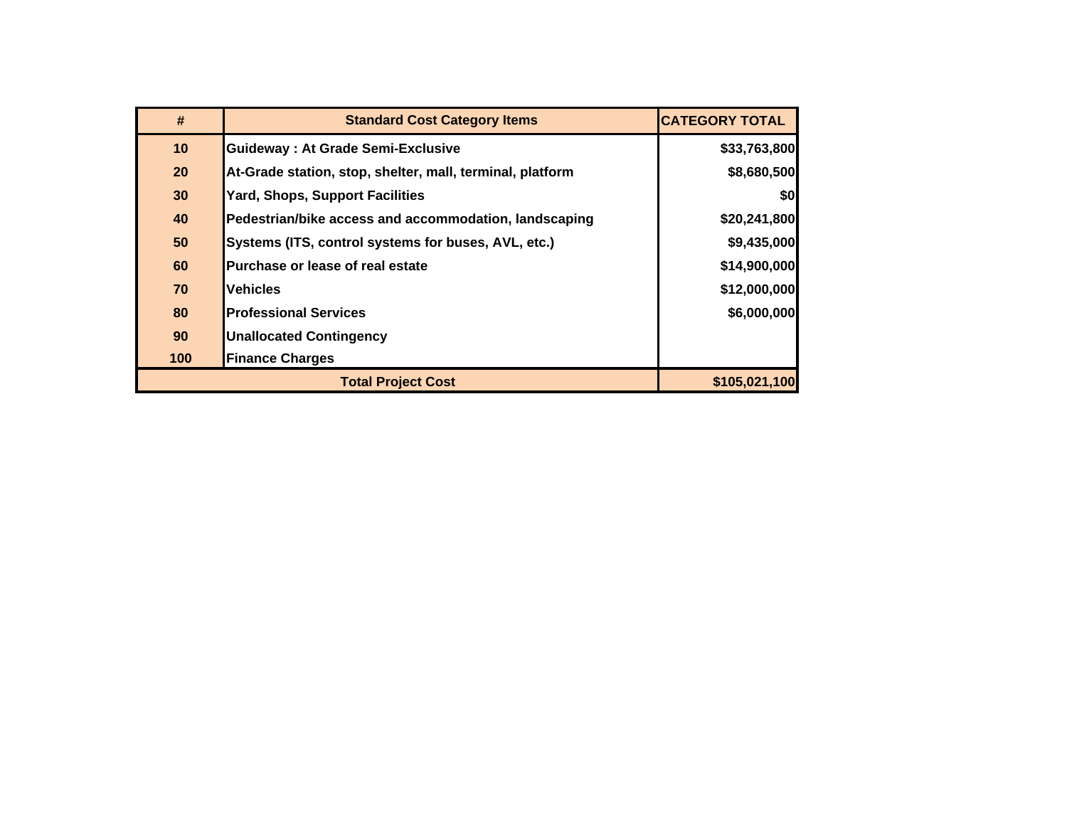| # | Standard Cost Category Items | CATEGORY TOTAL |
|---|---|---|
| 10 | Guideway : At Grade Semi-Exclusive | $33,763,800 |
| 20 | At-Grade station, stop, shelter, mall, terminal, platform | $8,680,500 |
| 30 | Yard, Shops, Support Facilities | $0 |
| 40 | Pedestrian/bike access and accommodation, landscaping | $20,241,800 |
| 50 | Systems (ITS, control systems for buses, AVL, etc.) | $9,435,000 |
| 60 | Purchase or lease of real estate | $14,900,000 |
| 70 | Vehicles | $12,000,000 |
| 80 | Professional Services | $6,000,000 |
| 90 | Unallocated Contingency | |
| 100 | Finance Charges | |
| | **Total Project Cost** | **$105,021,100** |